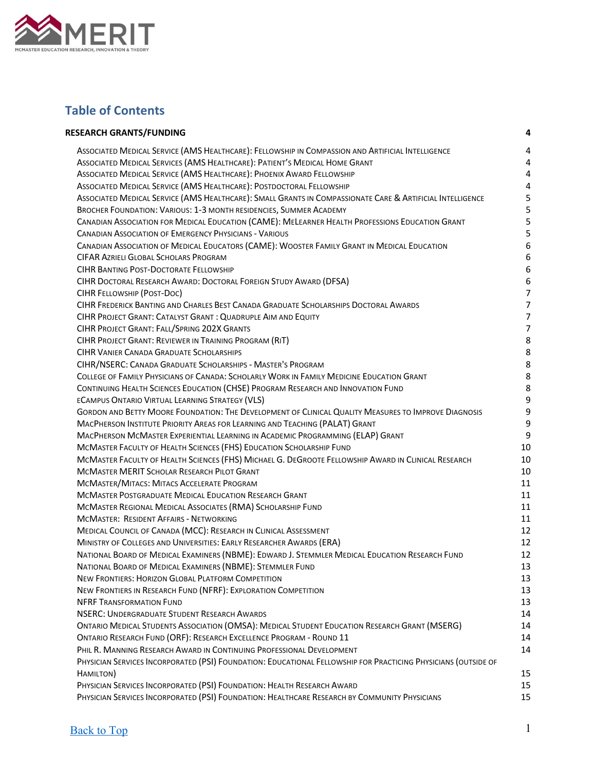MERIT
MCMASTER EDUCATION RESEARCH, INNOVATION & THEORY

## Table of Contents

| | |
|---|---|
| **RESEARCH GRANTS/FUNDING** | **4** |
| Associated Medical Service (AMS Healthcare): Fellowship in Compassion and Artificial Intelligence | 4 |
| Associated Medical Services (AMS Healthcare): Patient's Medical Home Grant | 4 |
| Associated Medical Service (AMS Healthcare): Phoenix Award Fellowship | 4 |
| Associated Medical Service (AMS Healthcare): Postdoctoral Fellowship | 4 |
| Associated Medical Service (AMS Healthcare): Small Grants in Compassionate Care & Artificial Intelligence | 5 |
| Brocher Foundation: Various: 1-3 month residencies, Summer Academy | 5 |
| Canadian Association for Medical Education (CAME): MeLearner Health Professions Education Grant | 5 |
| Canadian Association of Emergency Physicians - Various | 5 |
| Canadian Association of Medical Educators (CAME): Wooster Family Grant in Medical Education | 6 |
| CIFAR Azrieli Global Scholars Program | 6 |
| CIHR Banting Post-Doctorate Fellowship | 6 |
| CIHR Doctoral Research Award: Doctoral Foreign Study Award (DFSA) | 6 |
| CIHR Fellowship (Post-Doc) | 7 |
| CIHR Frederick Banting and Charles Best Canada Graduate Scholarships Doctoral Awards | 7 |
| CIHR Project Grant: Catalyst Grant : Quadruple Aim and Equity | 7 |
| CIHR Project Grant: Fall/Spring 202X Grants | 7 |
| CIHR Project Grant: Reviewer in Training Program (RiT) | 8 |
| CIHR Vanier Canada Graduate Scholarships | 8 |
| CIHR/NSERC: Canada Graduate Scholarships - Master's Program | 8 |
| College of Family Physicians of Canada: Scholarly Work in Family Medicine Education Grant | 8 |
| Continuing Health Sciences Education (CHSE) Program Research and Innovation Fund | 8 |
| eCampus Ontario Virtual Learning Strategy (VLS) | 9 |
| Gordon and Betty Moore Foundation: The Development of Clinical Quality Measures to Improve Diagnosis | 9 |
| MacPherson Institute Priority Areas for Learning and Teaching (PALAT) Grant | 9 |
| MacPherson McMaster Experiential Learning in Academic Programming (ELAP) Grant | 9 |
| McMaster Faculty of Health Sciences (FHS) Education Scholarship Fund | 10 |
| McMaster Faculty of Health Sciences (FHS) Michael G. DeGroote Fellowship Award in Clinical Research | 10 |
| McMaster MERIT Scholar Research Pilot Grant | 10 |
| McMaster/Mitacs: Mitacs Accelerate Program | 11 |
| McMaster Postgraduate Medical Education Research Grant | 11 |
| McMaster Regional Medical Associates (RMA) Scholarship Fund | 11 |
| McMaster: Resident Affairs - Networking | 11 |
| Medical Council of Canada (MCC): Research in Clinical Assessment | 12 |
| Ministry of Colleges and Universities: Early Researcher Awards (ERA) | 12 |
| National Board of Medical Examiners (NBME): Edward J. Stemmler Medical Education Research Fund | 12 |
| National Board of Medical Examiners (NBME): Stemmler Fund | 13 |
| New Frontiers: Horizon Global Platform Competition | 13 |
| New Frontiers in Research Fund (NFRF): Exploration Competition | 13 |
| NFRF Transformation Fund | 13 |
| NSERC: Undergraduate Student Research Awards | 14 |
| Ontario Medical Students Association (OMSA): Medical Student Education Research Grant (MSERG) | 14 |
| Ontario Research Fund (ORF): Research Excellence Program - Round 11 | 14 |
| Phil R. Manning Research Award in Continuing Professional Development | 14 |
| Physician Services Incorporated (PSI) Foundation: Educational Fellowship for Practicing Physicians (outside of Hamilton) | 15 |
| Physician Services Incorporated (PSI) Foundation: Health Research Award | 15 |
| Physician Services Incorporated (PSI) Foundation: Healthcare Research by Community Physicians | 15 |

Back to Top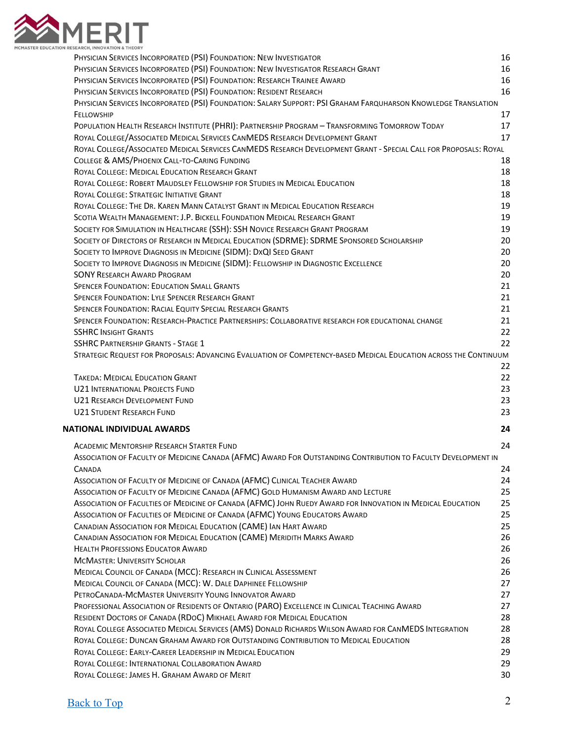Physician Services Incorporated (PSI) Foundation: New Investigator 16
Physician Services Incorporated (PSI) Foundation: New Investigator Research Grant 16
Physician Services Incorporated (PSI) Foundation: Research Trainee Award 16
Physician Services Incorporated (PSI) Foundation: Resident Research 16
Physician Services Incorporated (PSI) Foundation: Salary Support: PSI Graham Farquharson Knowledge Translation Fellowship 17
Population Health Research Institute (PHRI): Partnership Program – Transforming Tomorrow Today 17
Royal College/Associated Medical Services CanMEDS Research Development Grant 17
Royal College/Associated Medical Services CanMEDS Research Development Grant - Special Call for Proposals: Royal College & AMS/Phoenix Call-to-Caring Funding 18
Royal College: Medical Education Research Grant 18
Royal College: Robert Maudsley Fellowship for Studies in Medical Education 18
Royal College: Strategic Initiative Grant 18
Royal College: The Dr. Karen Mann Catalyst Grant in Medical Education Research 19
Scotia Wealth Management: J.P. Bickell Foundation Medical Research Grant 19
Society for Simulation in Healthcare (SSH): SSH Novice Research Grant Program 19
Society of Directors of Research in Medical Education (SDRME): SDRME Sponsored Scholarship 20
Society to Improve Diagnosis in Medicine (SIDM): DxQI Seed Grant 20
Society to Improve Diagnosis in Medicine (SIDM): Fellowship in Diagnostic Excellence 20
SONY Research Award Program 20
Spencer Foundation: Education Small Grants 21
Spencer Foundation: Lyle Spencer Research Grant 21
Spencer Foundation: Racial Equity Special Research Grants 21
Spencer Foundation: Research-Practice Partnerships: Collaborative research for educational change 21
SSHRC Insight Grants 22
SSHRC Partnership Grants - Stage 1 22
Strategic Request for Proposals: Advancing Evaluation of Competency-based Medical Education across the Continuum 22
Takeda: Medical Education Grant 22
U21 International Projects Fund 23
U21 Research Development Fund 23
U21 Student Research Fund 23

**NATIONAL INDIVIDUAL AWARDS 24**

Academic Mentorship Research Starter Fund 24
Association of Faculty of Medicine Canada (AFMC) Award For Outstanding Contribution to Faculty Development in Canada 24
Association of Faculty of Medicine of Canada (AFMC) Clinical Teacher Award 24
Association of Faculty of Medicine Canada (AFMC) Gold Humanism Award and Lecture 25
Association of Faculties of Medicine of Canada (AFMC) John Ruedy Award for Innovation in Medical Education 25
Association of Faculties of Medicine of Canada (AFMC) Young Educators Award 25
Canadian Association for Medical Education (CAME) Ian Hart Award 25
Canadian Association for Medical Education (CAME) Meridith Marks Award 26
Health Professions Educator Award 26
McMaster: University Scholar 26
Medical Council of Canada (MCC): Research in Clinical Assessment 26
Medical Council of Canada (MCC): W. Dale Daphinee Fellowship 27
PetroCanada-McMaster University Young Innovator Award 27
Professional Association of Residents of Ontario (PARO) Excellence in Clinical Teaching Award 27
Resident Doctors of Canada (RDoC) Mikhael Award for Medical Education 28
Royal College Associated Medical Services (AMS) Donald Richards Wilson Award for CanMEDS Integration 28
Royal College: Duncan Graham Award for Outstanding Contribution to Medical Education 28
Royal College: Early-Career Leadership in Medical Education 29
Royal College: International Collaboration Award 29
Royal College: James H. Graham Award of Merit 30

Back to Top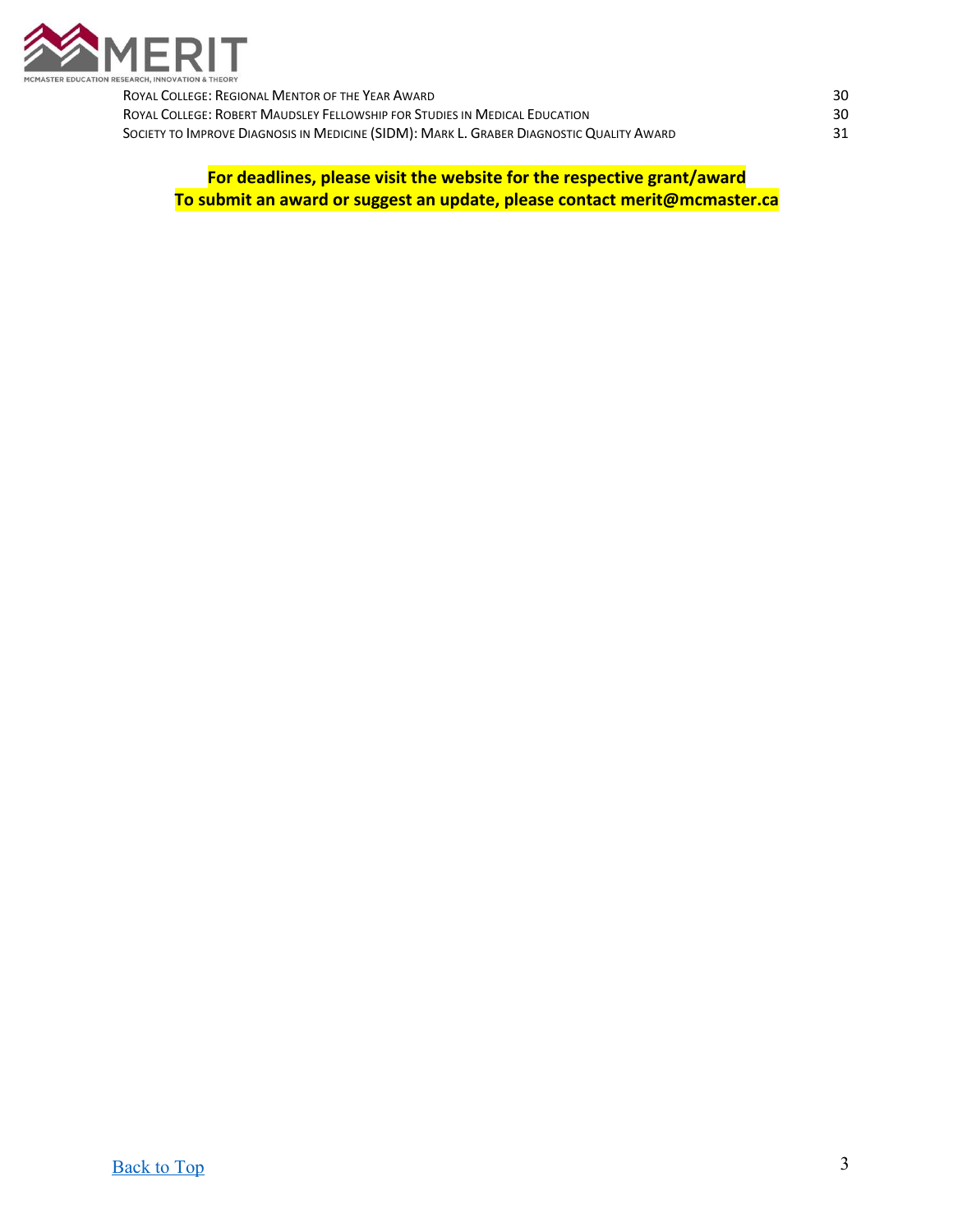| | |
|---|---|
| Royal College: Regional Mentor of the Year Award | 30 |
| Royal College: Robert Maudsley Fellowship for Studies in Medical Education | 30 |
| Society to Improve Diagnosis in Medicine (SIDM): Mark L. Graber Diagnostic Quality Award | 31 |

**For deadlines, please visit the website for the respective grant/award**
**To submit an award or suggest an update, please contact merit@mcmaster.ca**

Back to Top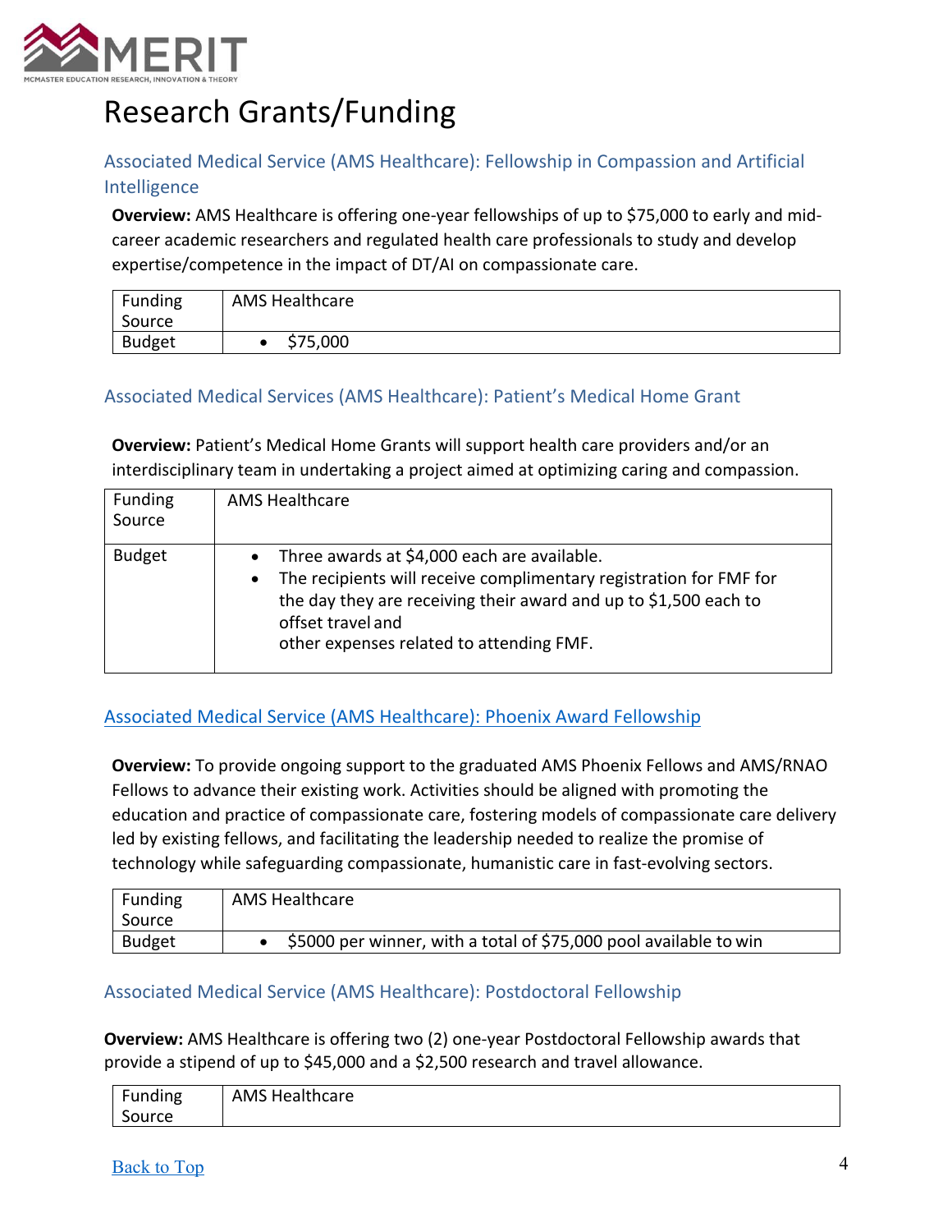# Research Grants/Funding

## Associated Medical Service (AMS Healthcare): Fellowship in Compassion and Artificial Intelligence

**Overview:** AMS Healthcare is offering one-year fellowships of up to $75,000 to early and mid-career academic researchers and regulated health care professionals to study and develop expertise/competence in the impact of DT/AI on compassionate care.

| | |
|---|---|
| Funding Source | AMS Healthcare |
| Budget | • $75,000 |

## Associated Medical Services (AMS Healthcare): Patient's Medical Home Grant

**Overview:** Patient's Medical Home Grants will support health care providers and/or an interdisciplinary team in undertaking a project aimed at optimizing caring and compassion.

| | |
|---|---|
| Funding Source | AMS Healthcare |
| Budget | • Three awards at $4,000 each are available.<br>• The recipients will receive complimentary registration for FMF for the day they are receiving their award and up to $1,500 each to offset travel and other expenses related to attending FMF. |

## Associated Medical Service (AMS Healthcare): Phoenix Award Fellowship

**Overview:** To provide ongoing support to the graduated AMS Phoenix Fellows and AMS/RNAO Fellows to advance their existing work. Activities should be aligned with promoting the education and practice of compassionate care, fostering models of compassionate care delivery led by existing fellows, and facilitating the leadership needed to realize the promise of technology while safeguarding compassionate, humanistic care in fast-evolving sectors.

| | |
|---|---|
| Funding Source | AMS Healthcare |
| Budget | • $5000 per winner, with a total of $75,000 pool available to win |

## Associated Medical Service (AMS Healthcare): Postdoctoral Fellowship

**Overview:** AMS Healthcare is offering two (2) one-year Postdoctoral Fellowship awards that provide a stipend of up to $45,000 and a $2,500 research and travel allowance.

| | |
|---|---|
| Funding Source | AMS Healthcare |

Back to Top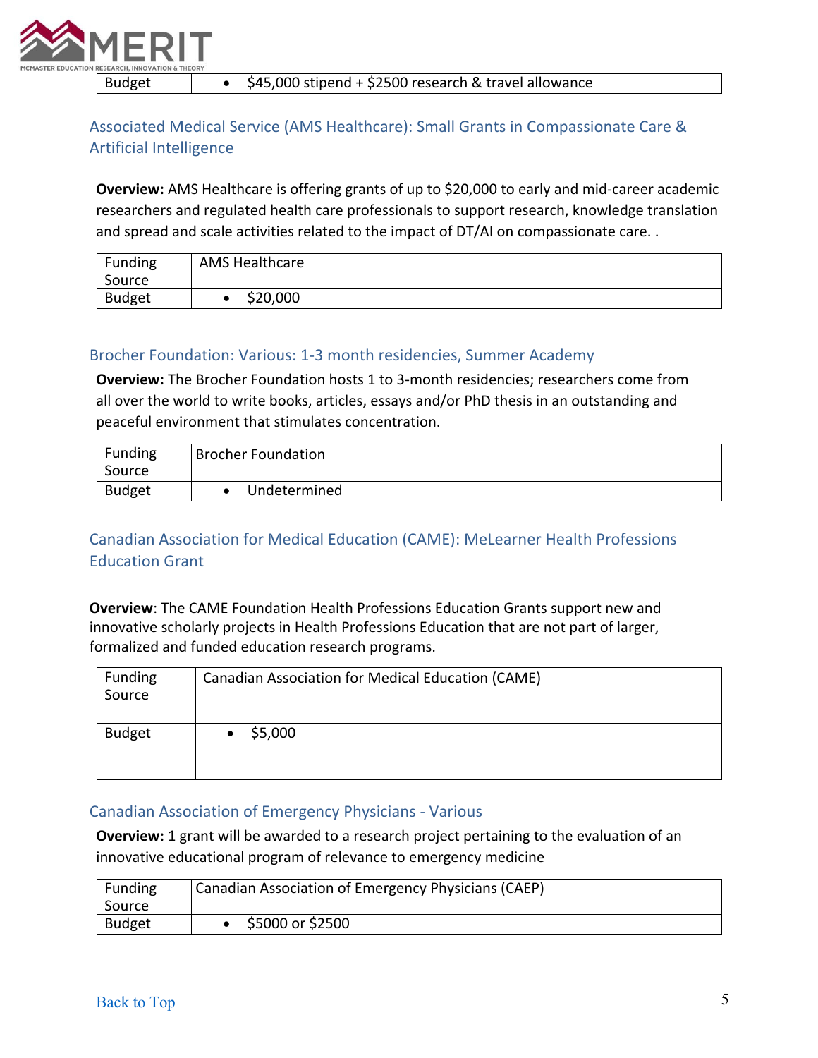| | |
|---|---|
| Budget | • $45,000 stipend + $2500 research & travel allowance |

### Associated Medical Service (AMS Healthcare): Small Grants in Compassionate Care & Artificial Intelligence

**Overview:** AMS Healthcare is offering grants of up to $20,000 to early and mid-career academic researchers and regulated health care professionals to support research, knowledge translation and spread and scale activities related to the impact of DT/AI on compassionate care. .

| | |
|---|---|
| Funding Source | AMS Healthcare |
| Budget | • $20,000 |

### Brocher Foundation: Various: 1-3 month residencies, Summer Academy

**Overview:** The Brocher Foundation hosts 1 to 3-month residencies; researchers come from all over the world to write books, articles, essays and/or PhD thesis in an outstanding and peaceful environment that stimulates concentration.

| | |
|---|---|
| Funding Source | Brocher Foundation |
| Budget | • Undetermined |

### Canadian Association for Medical Education (CAME): MeLearner Health Professions Education Grant

**Overview**: The CAME Foundation Health Professions Education Grants support new and innovative scholarly projects in Health Professions Education that are not part of larger, formalized and funded education research programs.

| | |
|---|---|
| Funding Source | Canadian Association for Medical Education (CAME) |
| Budget | • $5,000 |

### Canadian Association of Emergency Physicians - Various

**Overview:** 1 grant will be awarded to a research project pertaining to the evaluation of an innovative educational program of relevance to emergency medicine

| | |
|---|---|
| Funding Source | Canadian Association of Emergency Physicians (CAEP) |
| Budget | • $5000 or $2500 |

[Back to Top]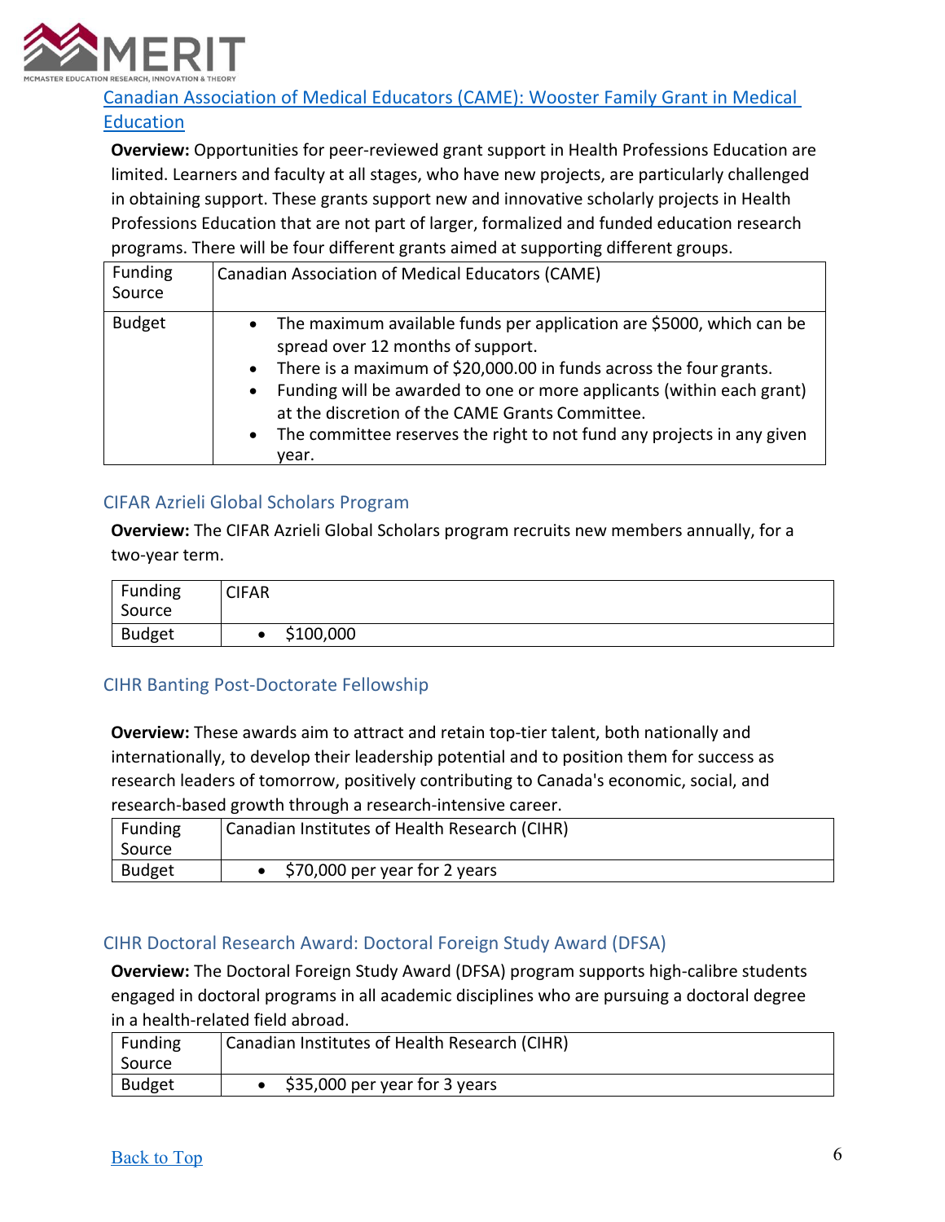## [Canadian Association of Medical Educators (CAME): Wooster Family Grant in Medical Education]()

**Overview:** Opportunities for peer-reviewed grant support in Health Professions Education are limited. Learners and faculty at all stages, who have new projects, are particularly challenged in obtaining support. These grants support new and innovative scholarly projects in Health Professions Education that are not part of larger, formalized and funded education research programs. There will be four different grants aimed at supporting different groups.

| | |
|---|---|
| Funding Source | Canadian Association of Medical Educators (CAME) |
| Budget | • The maximum available funds per application are $5000, which can be spread over 12 months of support.<br>• There is a maximum of $20,000.00 in funds across the four grants.<br>• Funding will be awarded to one or more applicants (within each grant) at the discretion of the CAME Grants Committee.<br>• The committee reserves the right to not fund any projects in any given year. |

## CIFAR Azrieli Global Scholars Program

**Overview:** The CIFAR Azrieli Global Scholars program recruits new members annually, for a two-year term.

| | |
|---|---|
| Funding Source | CIFAR |
| Budget | • $100,000 |

## CIHR Banting Post-Doctorate Fellowship

**Overview:** These awards aim to attract and retain top-tier talent, both nationally and internationally, to develop their leadership potential and to position them for success as research leaders of tomorrow, positively contributing to Canada's economic, social, and research-based growth through a research-intensive career.

| | |
|---|---|
| Funding Source | Canadian Institutes of Health Research (CIHR) |
| Budget | • $70,000 per year for 2 years |

## CIHR Doctoral Research Award: Doctoral Foreign Study Award (DFSA)

**Overview:** The Doctoral Foreign Study Award (DFSA) program supports high-calibre students engaged in doctoral programs in all academic disciplines who are pursuing a doctoral degree in a health-related field abroad.

| | |
|---|---|
| Funding Source | Canadian Institutes of Health Research (CIHR) |
| Budget | • $35,000 per year for 3 years |

[Back to Top]()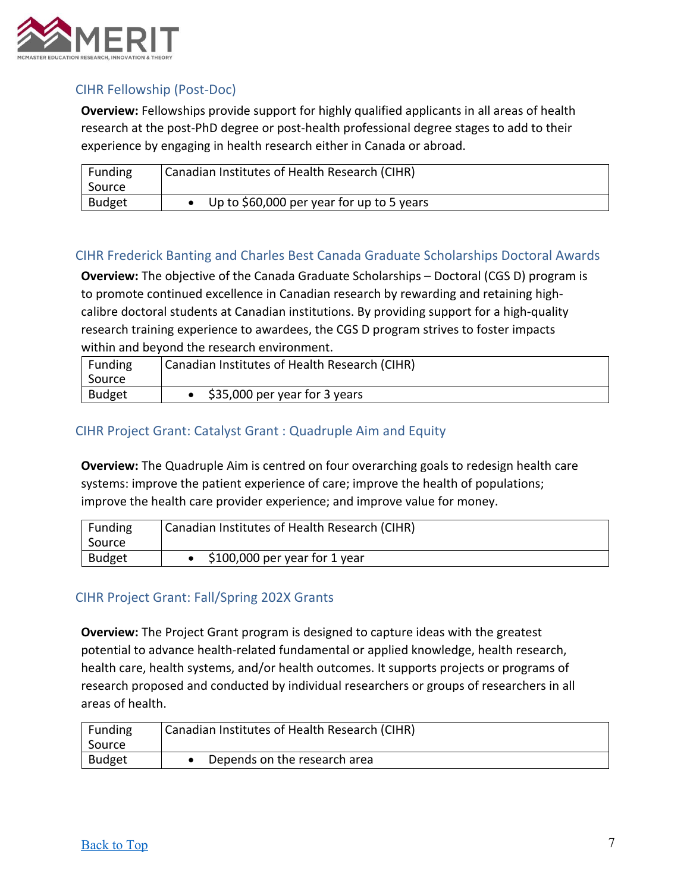## CIHR Fellowship (Post-Doc)

**Overview:** Fellowships provide support for highly qualified applicants in all areas of health research at the post-PhD degree or post-health professional degree stages to add to their experience by engaging in health research either in Canada or abroad.

| | |
|---|---|
| Funding Source | Canadian Institutes of Health Research (CIHR) |
| Budget | • Up to $60,000 per year for up to 5 years |

## CIHR Frederick Banting and Charles Best Canada Graduate Scholarships Doctoral Awards

**Overview:** The objective of the Canada Graduate Scholarships – Doctoral (CGS D) program is to promote continued excellence in Canadian research by rewarding and retaining high-calibre doctoral students at Canadian institutions. By providing support for a high-quality research training experience to awardees, the CGS D program strives to foster impacts within and beyond the research environment.

| | |
|---|---|
| Funding Source | Canadian Institutes of Health Research (CIHR) |
| Budget | • $35,000 per year for 3 years |

## CIHR Project Grant: Catalyst Grant : Quadruple Aim and Equity

**Overview:** The Quadruple Aim is centred on four overarching goals to redesign health care systems: improve the patient experience of care; improve the health of populations; improve the health care provider experience; and improve value for money.

| | |
|---|---|
| Funding Source | Canadian Institutes of Health Research (CIHR) |
| Budget | • $100,000 per year for 1 year |

## CIHR Project Grant: Fall/Spring 202X Grants

**Overview:** The Project Grant program is designed to capture ideas with the greatest potential to advance health-related fundamental or applied knowledge, health research, health care, health systems, and/or health outcomes. It supports projects or programs of research proposed and conducted by individual researchers or groups of researchers in all areas of health.

| | |
|---|---|
| Funding Source | Canadian Institutes of Health Research (CIHR) |
| Budget | • Depends on the research area |

Back to Top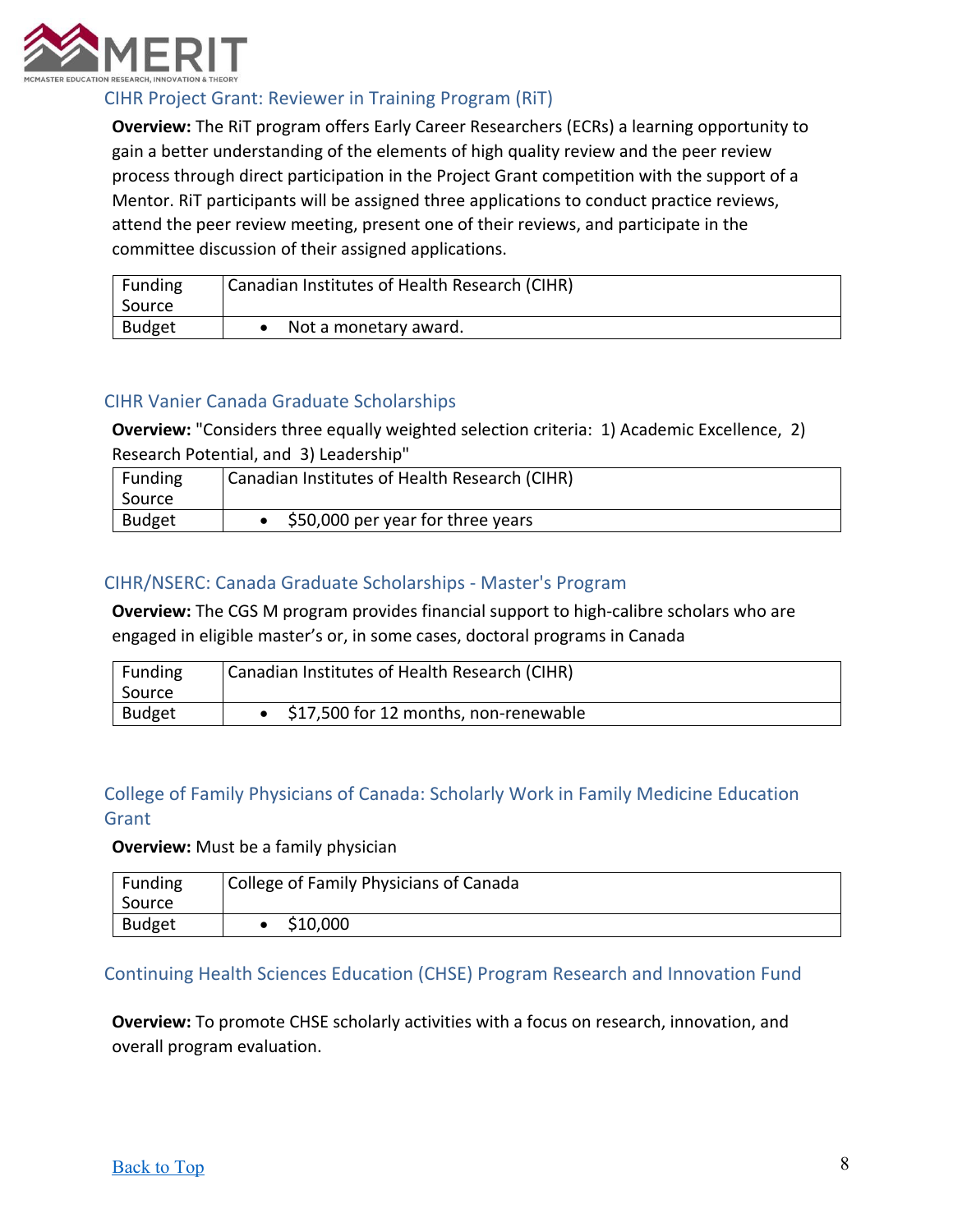### CIHR Project Grant: Reviewer in Training Program (RiT)

**Overview:** The RiT program offers Early Career Researchers (ECRs) a learning opportunity to gain a better understanding of the elements of high quality review and the peer review process through direct participation in the Project Grant competition with the support of a Mentor. RiT participants will be assigned three applications to conduct practice reviews, attend the peer review meeting, present one of their reviews, and participate in the committee discussion of their assigned applications.

| | |
|---|---|
| Funding Source | Canadian Institutes of Health Research (CIHR) |
| Budget | • Not a monetary award. |

### CIHR Vanier Canada Graduate Scholarships

**Overview:** "Considers three equally weighted selection criteria: 1) Academic Excellence, 2) Research Potential, and 3) Leadership"

| | |
|---|---|
| Funding Source | Canadian Institutes of Health Research (CIHR) |
| Budget | • $50,000 per year for three years |

### CIHR/NSERC: Canada Graduate Scholarships - Master's Program

**Overview:** The CGS M program provides financial support to high-calibre scholars who are engaged in eligible master's or, in some cases, doctoral programs in Canada

| | |
|---|---|
| Funding Source | Canadian Institutes of Health Research (CIHR) |
| Budget | • $17,500 for 12 months, non-renewable |

### College of Family Physicians of Canada: Scholarly Work in Family Medicine Education Grant

**Overview:** Must be a family physician

| | |
|---|---|
| Funding Source | College of Family Physicians of Canada |
| Budget | • $10,000 |

### Continuing Health Sciences Education (CHSE) Program Research and Innovation Fund

**Overview:** To promote CHSE scholarly activities with a focus on research, innovation, and overall program evaluation.

[Back to Top]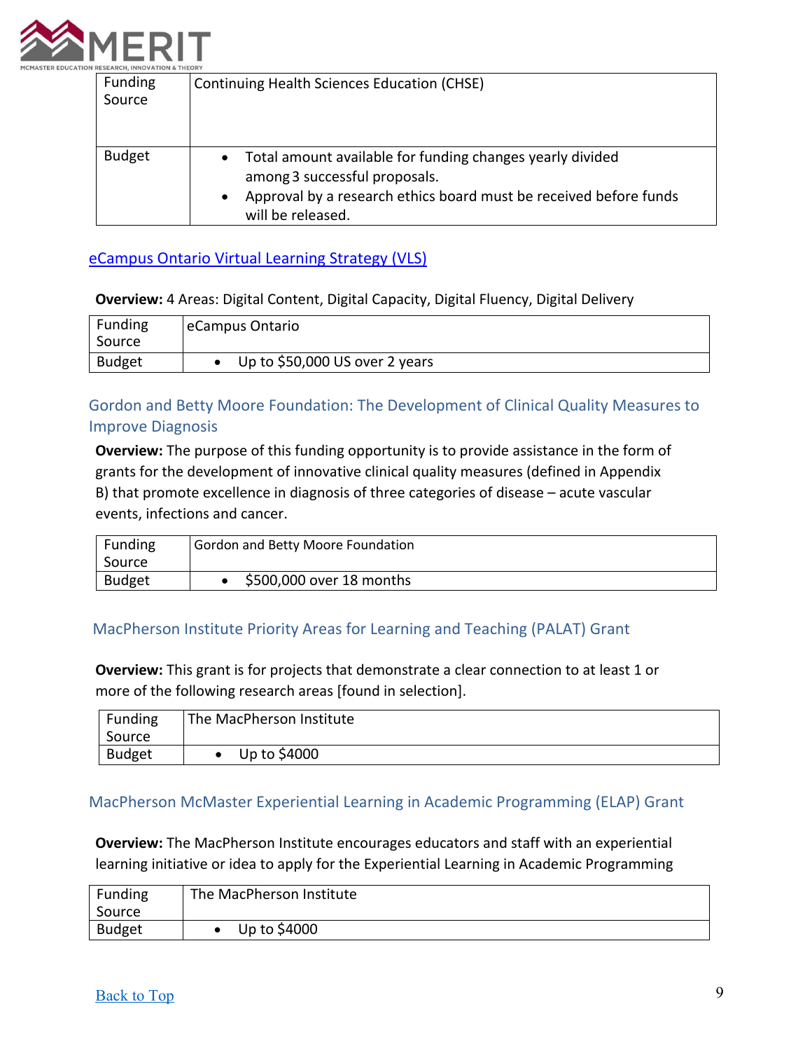| | |
|---|---|
| Funding Source | Continuing Health Sciences Education (CHSE) |
| Budget | • Total amount available for funding changes yearly divided among 3 successful proposals. <br> • Approval by a research ethics board must be received before funds will be released. |

## [eCampus Ontario Virtual Learning Strategy (VLS)]

**Overview:** 4 Areas: Digital Content, Digital Capacity, Digital Fluency, Digital Delivery

| | |
|---|---|
| Funding Source | eCampus Ontario |
| Budget | • Up to $50,000 US over 2 years |

## Gordon and Betty Moore Foundation: The Development of Clinical Quality Measures to Improve Diagnosis

**Overview:** The purpose of this funding opportunity is to provide assistance in the form of grants for the development of innovative clinical quality measures (defined in Appendix B) that promote excellence in diagnosis of three categories of disease – acute vascular events, infections and cancer.

| | |
|---|---|
| Funding Source | Gordon and Betty Moore Foundation |
| Budget | • $500,000 over 18 months |

## MacPherson Institute Priority Areas for Learning and Teaching (PALAT) Grant

**Overview:** This grant is for projects that demonstrate a clear connection to at least 1 or more of the following research areas [found in selection].

| | |
|---|---|
| Funding Source | The MacPherson Institute |
| Budget | • Up to $4000 |

## MacPherson McMaster Experiential Learning in Academic Programming (ELAP) Grant

**Overview:** The MacPherson Institute encourages educators and staff with an experiential learning initiative or idea to apply for the Experiential Learning in Academic Programming

| | |
|---|---|
| Funding Source | The MacPherson Institute |
| Budget | • Up to $4000 |

Back to Top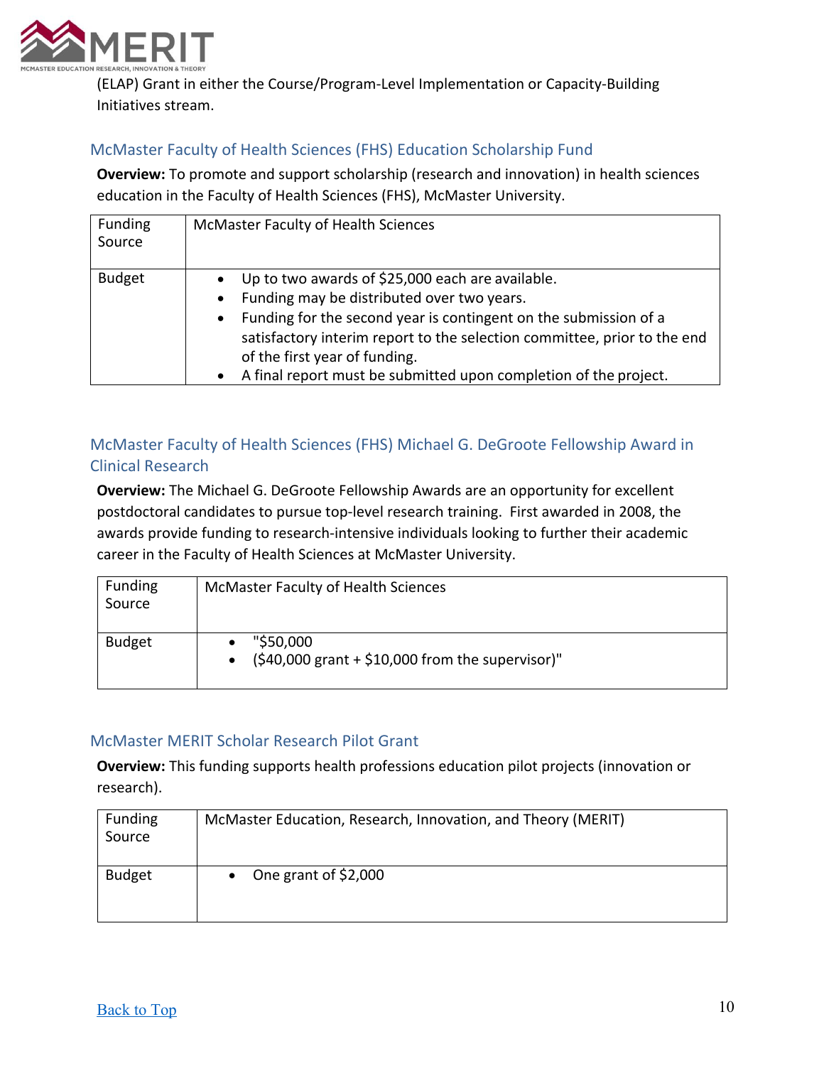(ELAP) Grant in either the Course/Program-Level Implementation or Capacity-Building Initiatives stream.

## McMaster Faculty of Health Sciences (FHS) Education Scholarship Fund

**Overview:** To promote and support scholarship (research and innovation) in health sciences education in the Faculty of Health Sciences (FHS), McMaster University.

| | |
|---|---|
| Funding Source | McMaster Faculty of Health Sciences |
| Budget | • Up to two awards of $25,000 each are available.<br>• Funding may be distributed over two years.<br>• Funding for the second year is contingent on the submission of a satisfactory interim report to the selection committee, prior to the end of the first year of funding.<br>• A final report must be submitted upon completion of the project. |

## McMaster Faculty of Health Sciences (FHS) Michael G. DeGroote Fellowship Award in Clinical Research

**Overview:** The Michael G. DeGroote Fellowship Awards are an opportunity for excellent postdoctoral candidates to pursue top-level research training. First awarded in 2008, the awards provide funding to research-intensive individuals looking to further their academic career in the Faculty of Health Sciences at McMaster University.

| | |
|---|---|
| Funding Source | McMaster Faculty of Health Sciences |
| Budget | • "$50,000<br>• ($40,000 grant + $10,000 from the supervisor)" |

## McMaster MERIT Scholar Research Pilot Grant

**Overview:** This funding supports health professions education pilot projects (innovation or research).

| | |
|---|---|
| Funding Source | McMaster Education, Research, Innovation, and Theory (MERIT) |
| Budget | • One grant of $2,000 |

Back to Top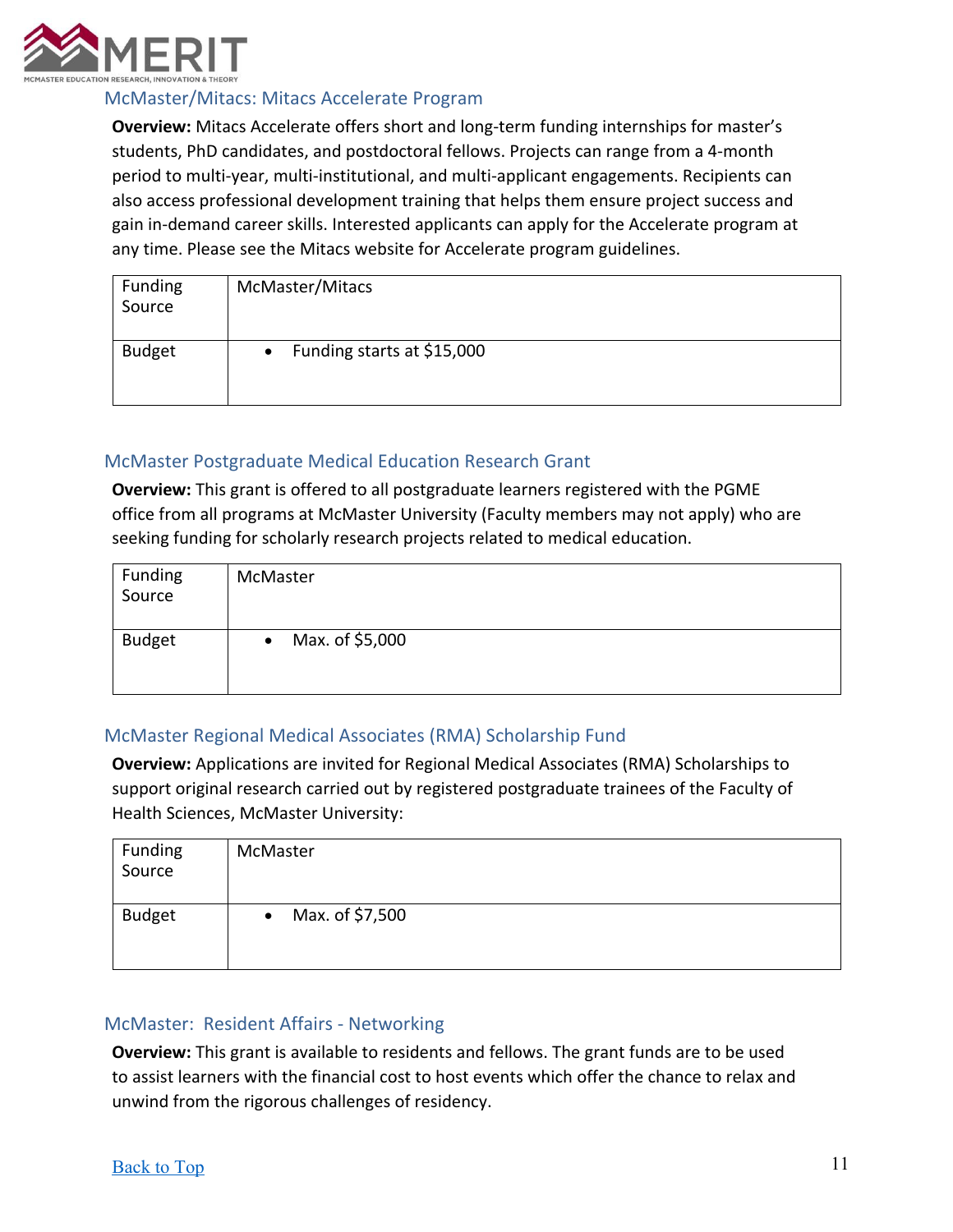### McMaster/Mitacs: Mitacs Accelerate Program

**Overview:** Mitacs Accelerate offers short and long-term funding internships for master's students, PhD candidates, and postdoctoral fellows. Projects can range from a 4-month period to multi-year, multi-institutional, and multi-applicant engagements. Recipients can also access professional development training that helps them ensure project success and gain in-demand career skills. Interested applicants can apply for the Accelerate program at any time. Please see the Mitacs website for Accelerate program guidelines.

| | |
|---|---|
| Funding Source | McMaster/Mitacs |
| Budget | • Funding starts at $15,000 |

### McMaster Postgraduate Medical Education Research Grant

**Overview:** This grant is offered to all postgraduate learners registered with the PGME office from all programs at McMaster University (Faculty members may not apply) who are seeking funding for scholarly research projects related to medical education.

| | |
|---|---|
| Funding Source | McMaster |
| Budget | • Max. of $5,000 |

### McMaster Regional Medical Associates (RMA) Scholarship Fund

**Overview:** Applications are invited for Regional Medical Associates (RMA) Scholarships to support original research carried out by registered postgraduate trainees of the Faculty of Health Sciences, McMaster University:

| | |
|---|---|
| Funding Source | McMaster |
| Budget | • Max. of $7,500 |

### McMaster: Resident Affairs - Networking

**Overview:** This grant is available to residents and fellows. The grant funds are to be used to assist learners with the financial cost to host events which offer the chance to relax and unwind from the rigorous challenges of residency.

Back to Top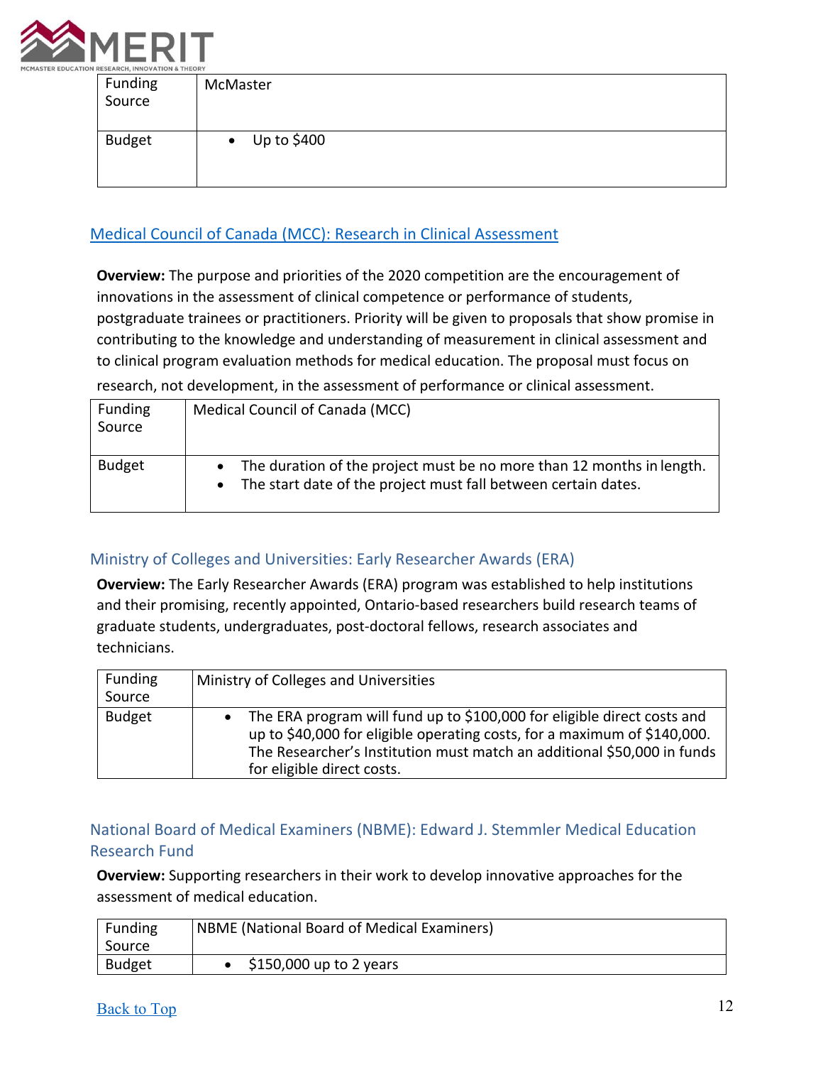| | |
|---|---|
| Funding Source | McMaster |
| Budget | • Up to $400 |

## Medical Council of Canada (MCC): Research in Clinical Assessment

**Overview:** The purpose and priorities of the 2020 competition are the encouragement of innovations in the assessment of clinical competence or performance of students, postgraduate trainees or practitioners. Priority will be given to proposals that show promise in contributing to the knowledge and understanding of measurement in clinical assessment and to clinical program evaluation methods for medical education. The proposal must focus on research, not development, in the assessment of performance or clinical assessment.

| | |
|---|---|
| Funding Source | Medical Council of Canada (MCC) |
| Budget | • The duration of the project must be no more than 12 months in length.<br>• The start date of the project must fall between certain dates. |

## Ministry of Colleges and Universities: Early Researcher Awards (ERA)

**Overview:** The Early Researcher Awards (ERA) program was established to help institutions and their promising, recently appointed, Ontario-based researchers build research teams of graduate students, undergraduates, post-doctoral fellows, research associates and technicians.

| | |
|---|---|
| Funding Source | Ministry of Colleges and Universities |
| Budget | • The ERA program will fund up to $100,000 for eligible direct costs and up to $40,000 for eligible operating costs, for a maximum of $140,000. The Researcher's Institution must match an additional $50,000 in funds for eligible direct costs. |

## National Board of Medical Examiners (NBME): Edward J. Stemmler Medical Education Research Fund

**Overview:** Supporting researchers in their work to develop innovative approaches for the assessment of medical education.

| | |
|---|---|
| Funding Source | NBME (National Board of Medical Examiners) |
| Budget | • $150,000 up to 2 years |

Back to Top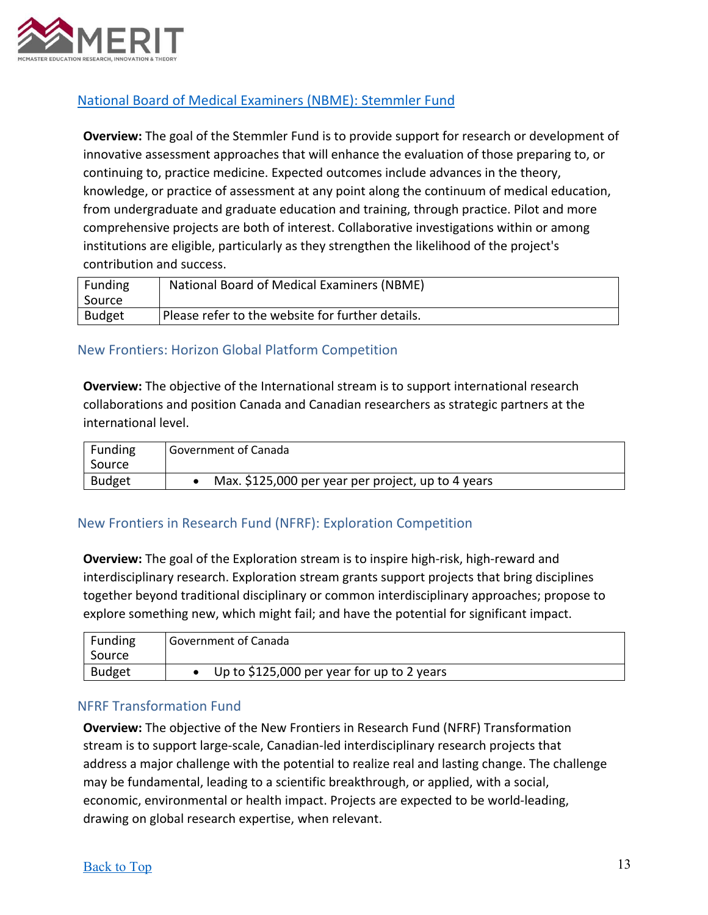## [National Board of Medical Examiners (NBME): Stemmler Fund]

**Overview:** The goal of the Stemmler Fund is to provide support for research or development of innovative assessment approaches that will enhance the evaluation of those preparing to, or continuing to, practice medicine. Expected outcomes include advances in the theory, knowledge, or practice of assessment at any point along the continuum of medical education, from undergraduate and graduate education and training, through practice. Pilot and more comprehensive projects are both of interest. Collaborative investigations within or among institutions are eligible, particularly as they strengthen the likelihood of the project's contribution and success.

| | |
|---|---|
| Funding Source | National Board of Medical Examiners (NBME) |
| Budget | Please refer to the website for further details. |

## New Frontiers: Horizon Global Platform Competition

**Overview:** The objective of the International stream is to support international research collaborations and position Canada and Canadian researchers as strategic partners at the international level.

| | |
|---|---|
| Funding Source | Government of Canada |
| Budget | • Max. $125,000 per year per project, up to 4 years |

## New Frontiers in Research Fund (NFRF): Exploration Competition

**Overview:** The goal of the Exploration stream is to inspire high-risk, high-reward and interdisciplinary research. Exploration stream grants support projects that bring disciplines together beyond traditional disciplinary or common interdisciplinary approaches; propose to explore something new, which might fail; and have the potential for significant impact.

| | |
|---|---|
| Funding Source | Government of Canada |
| Budget | • Up to $125,000 per year for up to 2 years |

## NFRF Transformation Fund

**Overview:** The objective of the New Frontiers in Research Fund (NFRF) Transformation stream is to support large-scale, Canadian-led interdisciplinary research projects that address a major challenge with the potential to realize real and lasting change. The challenge may be fundamental, leading to a scientific breakthrough, or applied, with a social, economic, environmental or health impact. Projects are expected to be world-leading, drawing on global research expertise, when relevant.

Back to Top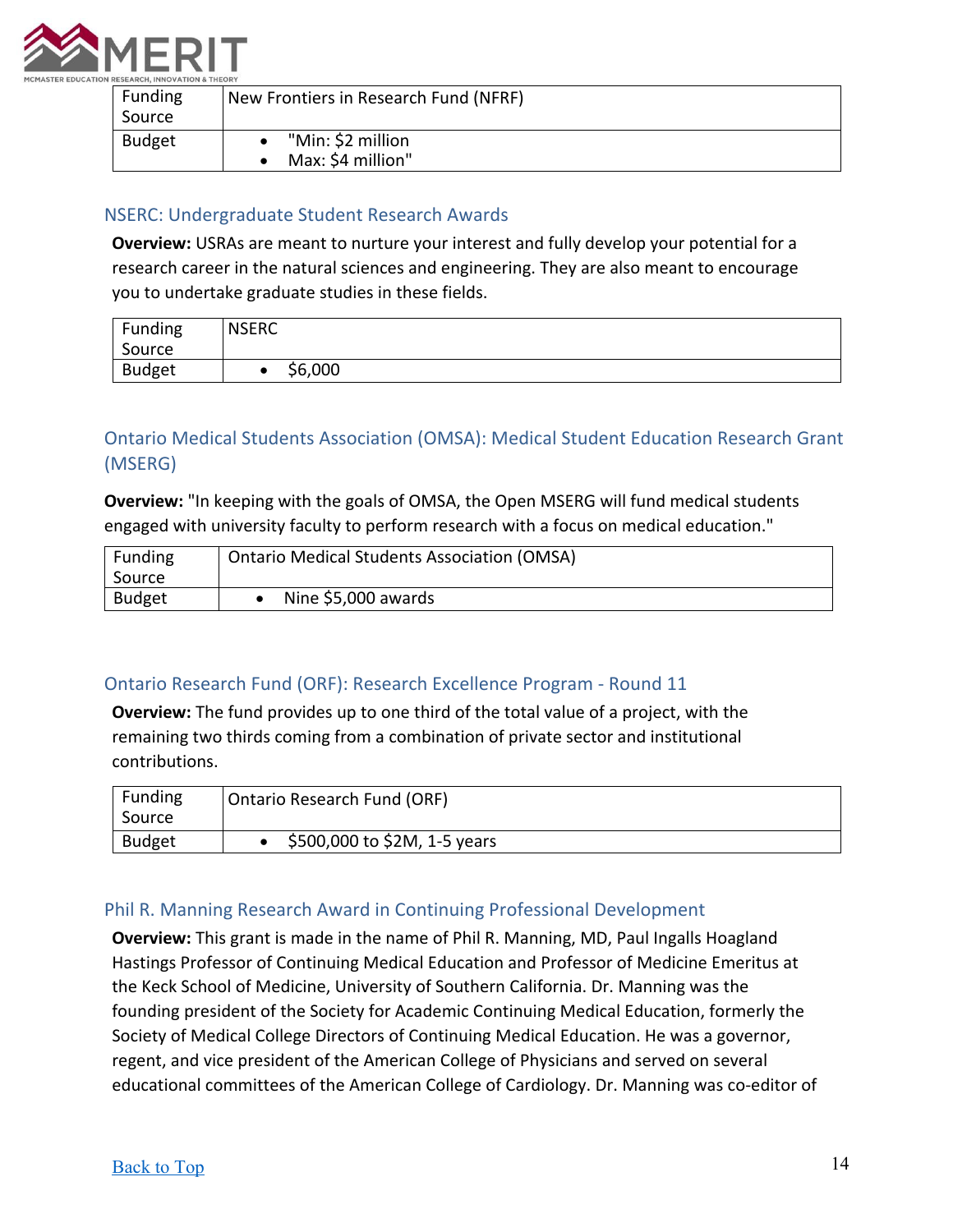| | |
|---|---|
| Funding Source | New Frontiers in Research Fund (NFRF) |
| Budget | • "Min: $2 million<br>• Max: $4 million" |

### NSERC: Undergraduate Student Research Awards

**Overview:** USRAs are meant to nurture your interest and fully develop your potential for a research career in the natural sciences and engineering. They are also meant to encourage you to undertake graduate studies in these fields.

| | |
|---|---|
| Funding Source | NSERC |
| Budget | • $6,000 |

### Ontario Medical Students Association (OMSA): Medical Student Education Research Grant (MSERG)

**Overview:** "In keeping with the goals of OMSA, the Open MSERG will fund medical students engaged with university faculty to perform research with a focus on medical education."

| | |
|---|---|
| Funding Source | Ontario Medical Students Association (OMSA) |
| Budget | • Nine $5,000 awards |

### Ontario Research Fund (ORF): Research Excellence Program - Round 11

**Overview:** The fund provides up to one third of the total value of a project, with the remaining two thirds coming from a combination of private sector and institutional contributions.

| | |
|---|---|
| Funding Source | Ontario Research Fund (ORF) |
| Budget | • $500,000 to $2M, 1-5 years |

### Phil R. Manning Research Award in Continuing Professional Development

**Overview:** This grant is made in the name of Phil R. Manning, MD, Paul Ingalls Hoagland Hastings Professor of Continuing Medical Education and Professor of Medicine Emeritus at the Keck School of Medicine, University of Southern California. Dr. Manning was the founding president of the Society for Academic Continuing Medical Education, formerly the Society of Medical College Directors of Continuing Medical Education. He was a governor, regent, and vice president of the American College of Physicians and served on several educational committees of the American College of Cardiology. Dr. Manning was co-editor of

Back to Top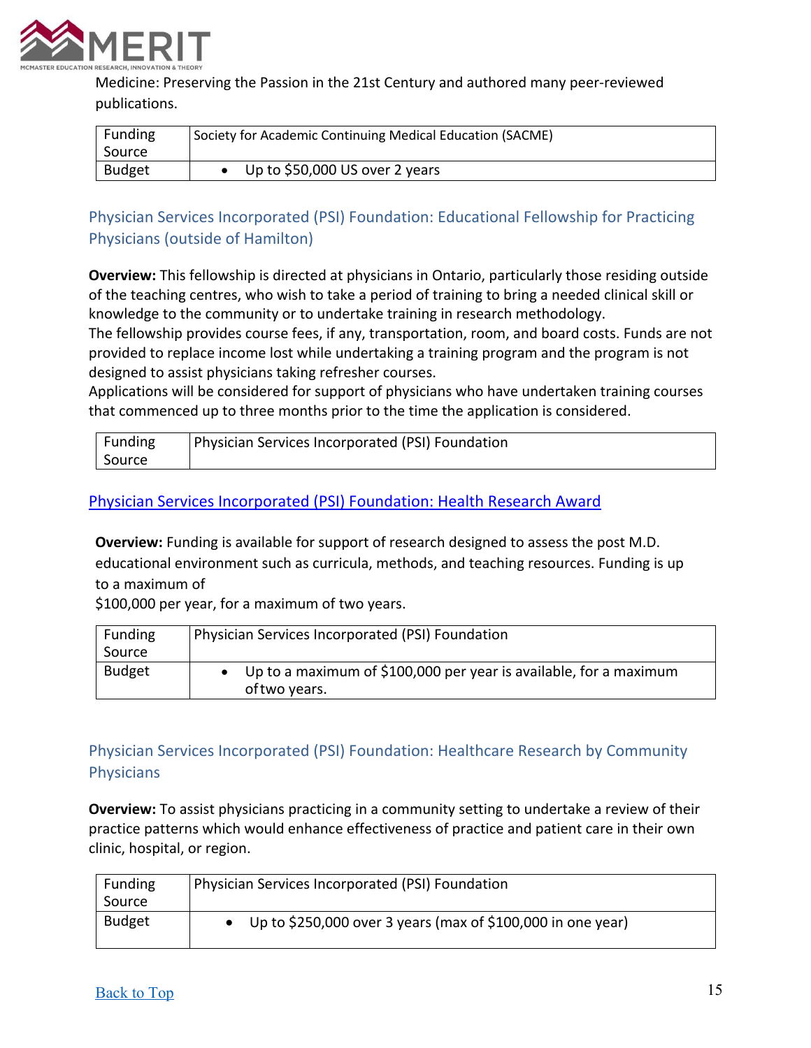Medicine: Preserving the Passion in the 21st Century and authored many peer-reviewed publications.

| | |
|---|---|
| Funding Source | Society for Academic Continuing Medical Education (SACME) |
| Budget | • Up to $50,000 US over 2 years |

## Physician Services Incorporated (PSI) Foundation: Educational Fellowship for Practicing Physicians (outside of Hamilton)

**Overview:** This fellowship is directed at physicians in Ontario, particularly those residing outside of the teaching centres, who wish to take a period of training to bring a needed clinical skill or knowledge to the community or to undertake training in research methodology.
The fellowship provides course fees, if any, transportation, room, and board costs. Funds are not provided to replace income lost while undertaking a training program and the program is not designed to assist physicians taking refresher courses.
Applications will be considered for support of physicians who have undertaken training courses that commenced up to three months prior to the time the application is considered.

| | |
|---|---|
| Funding Source | Physician Services Incorporated (PSI) Foundation |

## Physician Services Incorporated (PSI) Foundation: Health Research Award

**Overview:** Funding is available for support of research designed to assess the post M.D. educational environment such as curricula, methods, and teaching resources. Funding is up to a maximum of
$100,000 per year, for a maximum of two years.

| | |
|---|---|
| Funding Source | Physician Services Incorporated (PSI) Foundation |
| Budget | • Up to a maximum of $100,000 per year is available, for a maximum of two years. |

## Physician Services Incorporated (PSI) Foundation: Healthcare Research by Community Physicians

**Overview:** To assist physicians practicing in a community setting to undertake a review of their practice patterns which would enhance effectiveness of practice and patient care in their own clinic, hospital, or region.

| | |
|---|---|
| Funding Source | Physician Services Incorporated (PSI) Foundation |
| Budget | • Up to $250,000 over 3 years (max of $100,000 in one year) |

Back to Top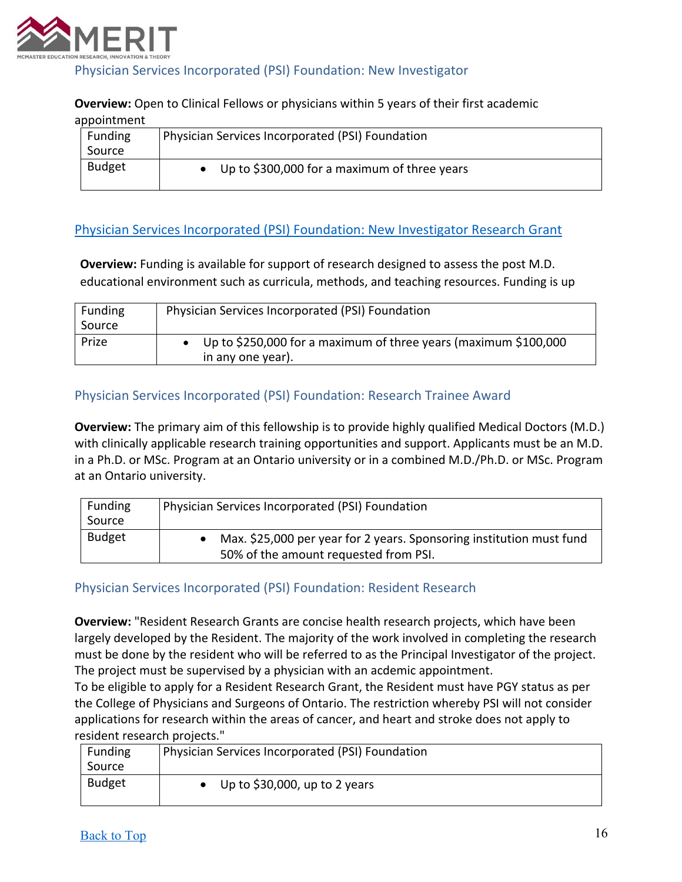## Physician Services Incorporated (PSI) Foundation: New Investigator

**Overview:** Open to Clinical Fellows or physicians within 5 years of their first academic appointment

| | |
|---|---|
| Funding Source | Physician Services Incorporated (PSI) Foundation |
| Budget | • Up to $300,000 for a maximum of three years |

## Physician Services Incorporated (PSI) Foundation: New Investigator Research Grant

**Overview:** Funding is available for support of research designed to assess the post M.D. educational environment such as curricula, methods, and teaching resources. Funding is up

| | |
|---|---|
| Funding Source | Physician Services Incorporated (PSI) Foundation |
| Prize | • Up to $250,000 for a maximum of three years (maximum $100,000 in any one year). |

## Physician Services Incorporated (PSI) Foundation: Research Trainee Award

**Overview:** The primary aim of this fellowship is to provide highly qualified Medical Doctors (M.D.) with clinically applicable research training opportunities and support. Applicants must be an M.D. in a Ph.D. or MSc. Program at an Ontario university or in a combined M.D./Ph.D. or MSc. Program at an Ontario university.

| | |
|---|---|
| Funding Source | Physician Services Incorporated (PSI) Foundation |
| Budget | • Max. $25,000 per year for 2 years. Sponsoring institution must fund 50% of the amount requested from PSI. |

## Physician Services Incorporated (PSI) Foundation: Resident Research

**Overview:** "Resident Research Grants are concise health research projects, which have been largely developed by the Resident. The majority of the work involved in completing the research must be done by the resident who will be referred to as the Principal Investigator of the project. The project must be supervised by a physician with an acdemic appointment.
To be eligible to apply for a Resident Research Grant, the Resident must have PGY status as per the College of Physicians and Surgeons of Ontario. The restriction whereby PSI will not consider applications for research within the areas of cancer, and heart and stroke does not apply to resident research projects."

| | |
|---|---|
| Funding Source | Physician Services Incorporated (PSI) Foundation |
| Budget | • Up to $30,000, up to 2 years |

Back to Top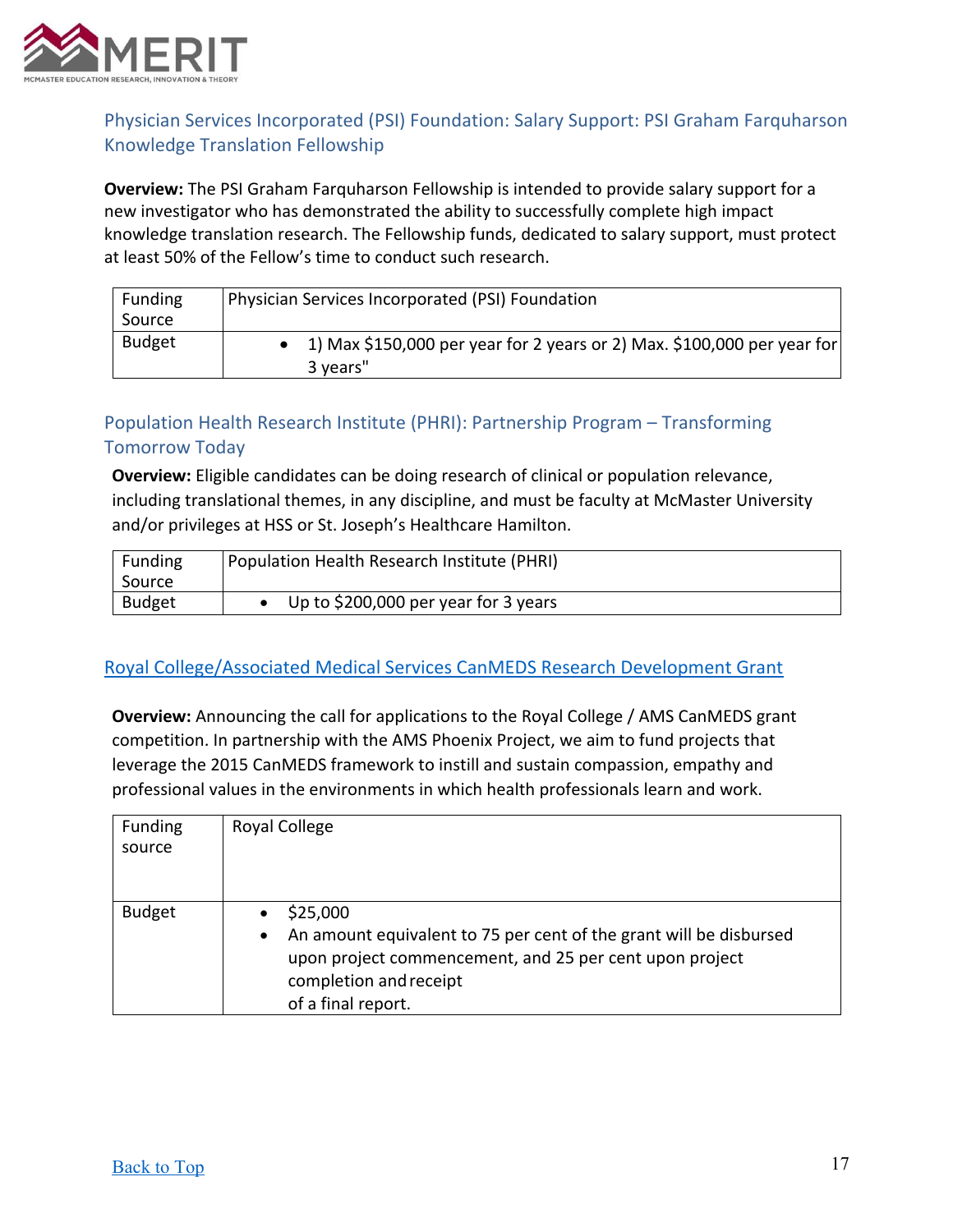## Physician Services Incorporated (PSI) Foundation: Salary Support: PSI Graham Farquharson Knowledge Translation Fellowship

**Overview:** The PSI Graham Farquharson Fellowship is intended to provide salary support for a new investigator who has demonstrated the ability to successfully complete high impact knowledge translation research. The Fellowship funds, dedicated to salary support, must protect at least 50% of the Fellow's time to conduct such research.

| | |
|---|---|
| Funding Source | Physician Services Incorporated (PSI) Foundation |
| Budget | • 1) Max $150,000 per year for 2 years or 2) Max. $100,000 per year for 3 years" |

## Population Health Research Institute (PHRI): Partnership Program – Transforming Tomorrow Today

**Overview:** Eligible candidates can be doing research of clinical or population relevance, including translational themes, in any discipline, and must be faculty at McMaster University and/or privileges at HSS or St. Joseph's Healthcare Hamilton.

| | |
|---|---|
| Funding Source | Population Health Research Institute (PHRI) |
| Budget | • Up to $200,000 per year for 3 years |

## Royal College/Associated Medical Services CanMEDS Research Development Grant

**Overview:** Announcing the call for applications to the Royal College / AMS CanMEDS grant competition. In partnership with the AMS Phoenix Project, we aim to fund projects that leverage the 2015 CanMEDS framework to instill and sustain compassion, empathy and professional values in the environments in which health professionals learn and work.

| | |
|---|---|
| Funding source | Royal College |
| Budget | • $25,000<br>• An amount equivalent to 75 per cent of the grant will be disbursed upon project commencement, and 25 per cent upon project completion and receipt of a final report. |

Back to Top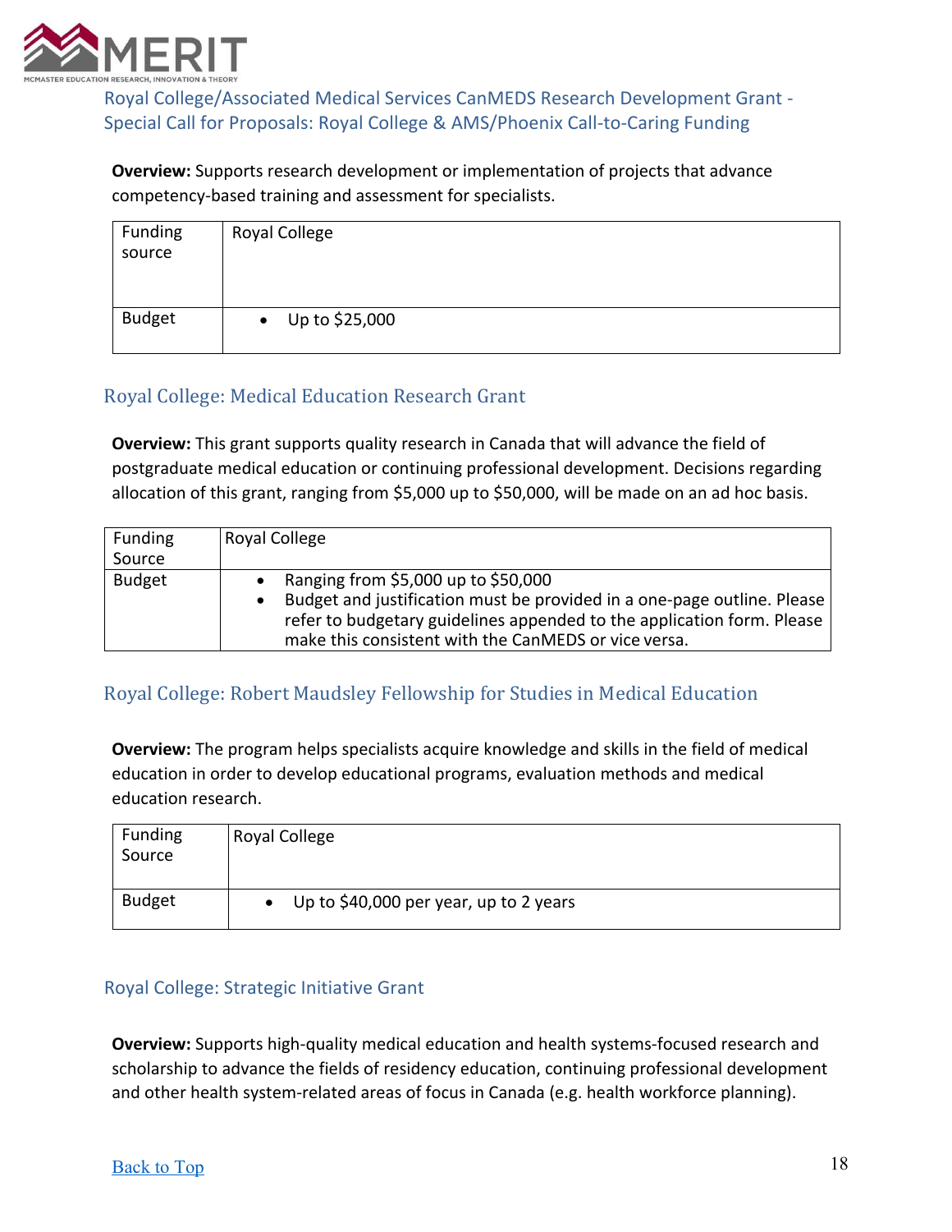## Royal College/Associated Medical Services CanMEDS Research Development Grant - Special Call for Proposals: Royal College & AMS/Phoenix Call-to-Caring Funding

**Overview:** Supports research development or implementation of projects that advance competency-based training and assessment for specialists.

| | |
|---|---|
| Funding source | Royal College |
| Budget | • Up to $25,000 |

## Royal College: Medical Education Research Grant

**Overview:** This grant supports quality research in Canada that will advance the field of postgraduate medical education or continuing professional development. Decisions regarding allocation of this grant, ranging from $5,000 up to $50,000, will be made on an ad hoc basis.

| | |
|---|---|
| Funding Source | Royal College |
| Budget | • Ranging from $5,000 up to $50,000<br>• Budget and justification must be provided in a one-page outline. Please refer to budgetary guidelines appended to the application form. Please make this consistent with the CanMEDS or vice versa. |

## Royal College: Robert Maudsley Fellowship for Studies in Medical Education

**Overview:** The program helps specialists acquire knowledge and skills in the field of medical education in order to develop educational programs, evaluation methods and medical education research.

| | |
|---|---|
| Funding Source | Royal College |
| Budget | • Up to $40,000 per year, up to 2 years |

## Royal College: Strategic Initiative Grant

**Overview:** Supports high-quality medical education and health systems-focused research and scholarship to advance the fields of residency education, continuing professional development and other health system-related areas of focus in Canada (e.g. health workforce planning).

Back to Top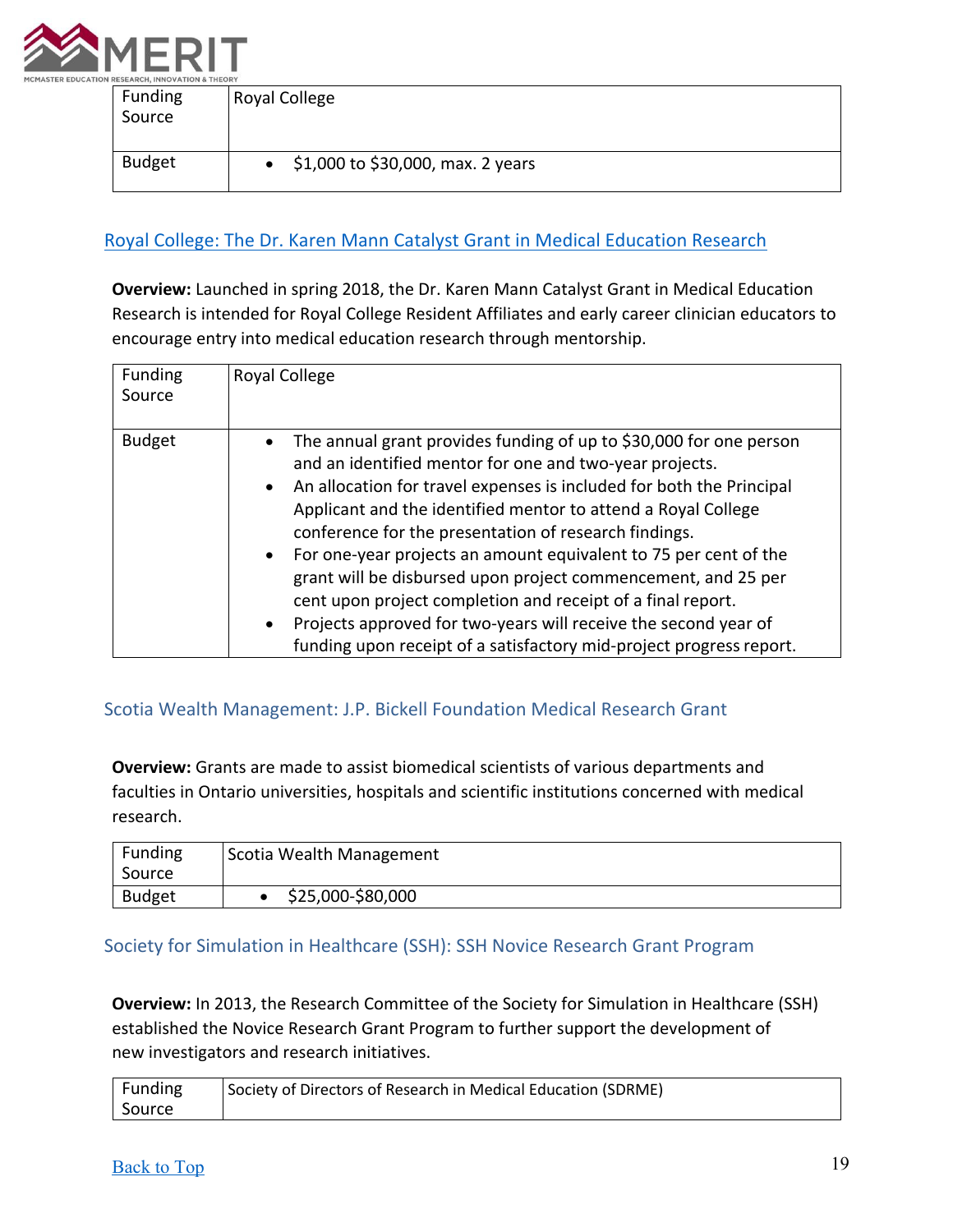| | |
|---|---|
| Funding Source | Royal College |
| Budget | • $1,000 to $30,000, max. 2 years |

## Royal College: The Dr. Karen Mann Catalyst Grant in Medical Education Research

**Overview:** Launched in spring 2018, the Dr. Karen Mann Catalyst Grant in Medical Education Research is intended for Royal College Resident Affiliates and early career clinician educators to encourage entry into medical education research through mentorship.

| | |
|---|---|
| Funding Source | Royal College |
| Budget | • The annual grant provides funding of up to $30,000 for one person and an identified mentor for one and two-year projects. • An allocation for travel expenses is included for both the Principal Applicant and the identified mentor to attend a Royal College conference for the presentation of research findings. • For one-year projects an amount equivalent to 75 per cent of the grant will be disbursed upon project commencement, and 25 per cent upon project completion and receipt of a final report. • Projects approved for two-years will receive the second year of funding upon receipt of a satisfactory mid-project progress report. |

## Scotia Wealth Management: J.P. Bickell Foundation Medical Research Grant

**Overview:** Grants are made to assist biomedical scientists of various departments and faculties in Ontario universities, hospitals and scientific institutions concerned with medical research.

| | |
|---|---|
| Funding Source | Scotia Wealth Management |
| Budget | • $25,000-$80,000 |

## Society for Simulation in Healthcare (SSH): SSH Novice Research Grant Program

**Overview:** In 2013, the Research Committee of the Society for Simulation in Healthcare (SSH) established the Novice Research Grant Program to further support the development of new investigators and research initiatives.

| | |
|---|---|
| Funding Source | Society of Directors of Research in Medical Education (SDRME) |

[Back to Top](#)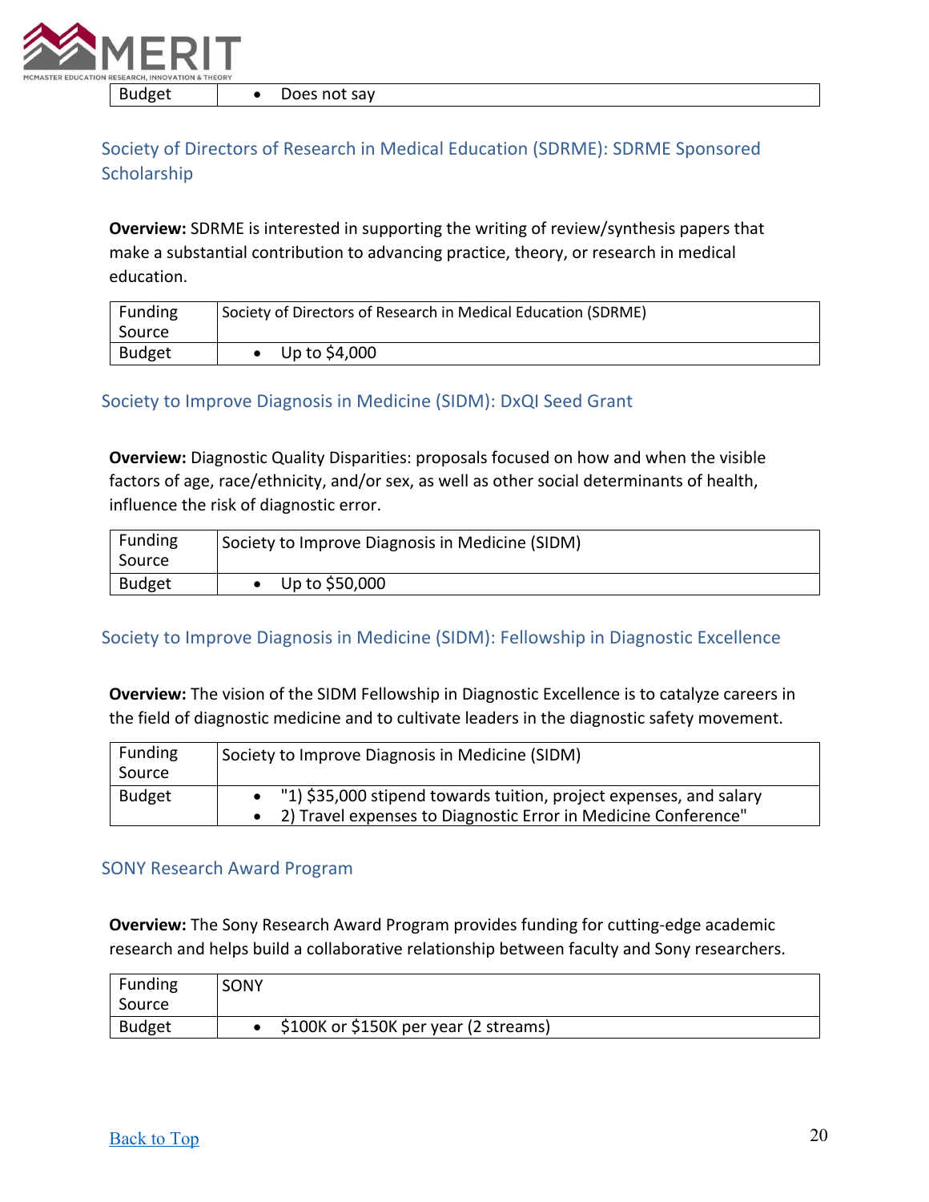| | |
|---|---|
| Budget | • Does not say |

## Society of Directors of Research in Medical Education (SDRME): SDRME Sponsored Scholarship

**Overview:** SDRME is interested in supporting the writing of review/synthesis papers that make a substantial contribution to advancing practice, theory, or research in medical education.

| | |
|---|---|
| Funding Source | Society of Directors of Research in Medical Education (SDRME) |
| Budget | • Up to $4,000 |

## Society to Improve Diagnosis in Medicine (SIDM): DxQI Seed Grant

**Overview:** Diagnostic Quality Disparities: proposals focused on how and when the visible factors of age, race/ethnicity, and/or sex, as well as other social determinants of health, influence the risk of diagnostic error.

| | |
|---|---|
| Funding Source | Society to Improve Diagnosis in Medicine (SIDM) |
| Budget | • Up to $50,000 |

## Society to Improve Diagnosis in Medicine (SIDM): Fellowship in Diagnostic Excellence

**Overview:** The vision of the SIDM Fellowship in Diagnostic Excellence is to catalyze careers in the field of diagnostic medicine and to cultivate leaders in the diagnostic safety movement.

| | |
|---|---|
| Funding Source | Society to Improve Diagnosis in Medicine (SIDM) |
| Budget | • "1) $35,000 stipend towards tuition, project expenses, and salary<br>• 2) Travel expenses to Diagnostic Error in Medicine Conference" |

## SONY Research Award Program

**Overview:** The Sony Research Award Program provides funding for cutting-edge academic research and helps build a collaborative relationship between faculty and Sony researchers.

| | |
|---|---|
| Funding Source | SONY |
| Budget | • $100K or $150K per year (2 streams) |

Back to Top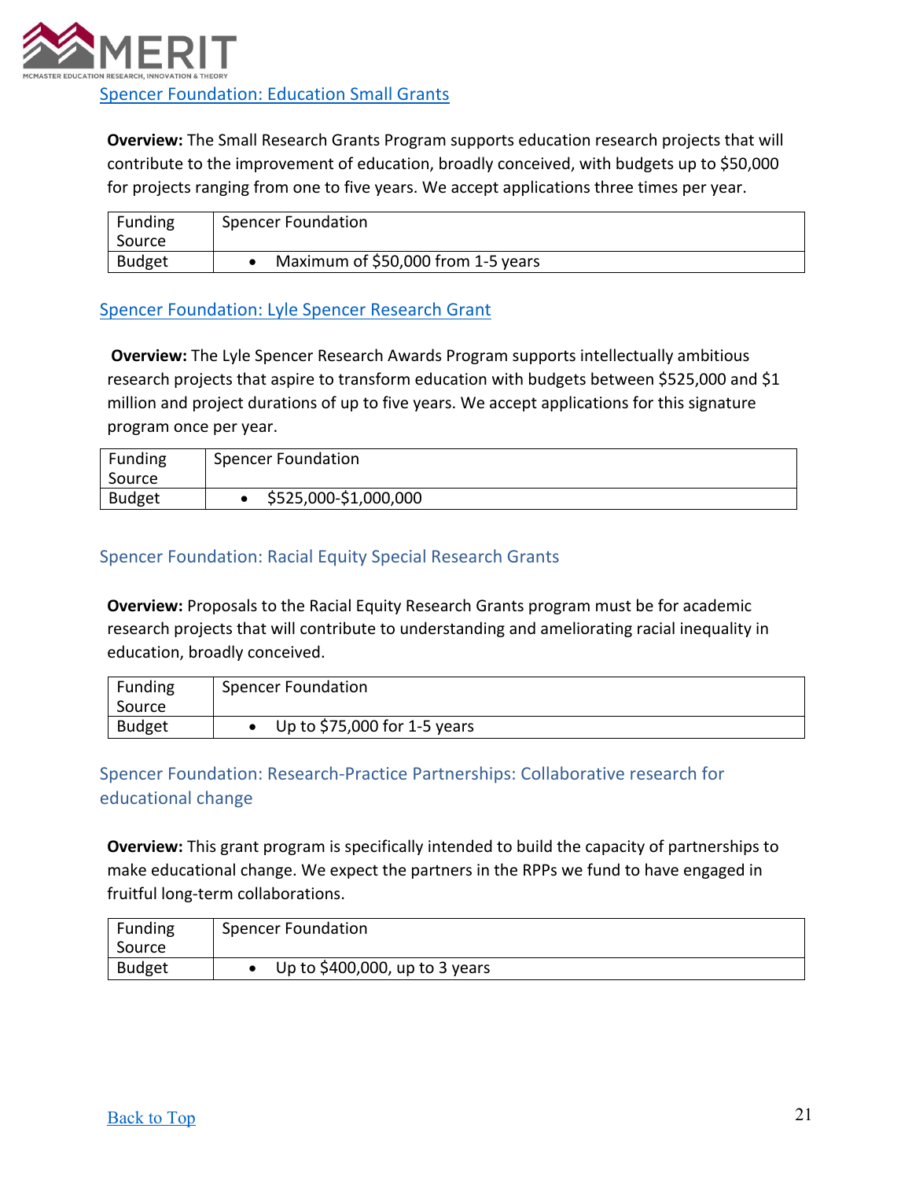## [Spencer Foundation: Education Small Grants]

**Overview:** The Small Research Grants Program supports education research projects that will contribute to the improvement of education, broadly conceived, with budgets up to $50,000 for projects ranging from one to five years. We accept applications three times per year.

| Funding Source | Spencer Foundation |
|---|---|
| Budget | • Maximum of $50,000 from 1-5 years |

## [Spencer Foundation: Lyle Spencer Research Grant]

**Overview:** The Lyle Spencer Research Awards Program supports intellectually ambitious research projects that aspire to transform education with budgets between $525,000 and $1 million and project durations of up to five years. We accept applications for this signature program once per year.

| Funding Source | Spencer Foundation |
|---|---|
| Budget | • $525,000-$1,000,000 |

## Spencer Foundation: Racial Equity Special Research Grants

**Overview:** Proposals to the Racial Equity Research Grants program must be for academic research projects that will contribute to understanding and ameliorating racial inequality in education, broadly conceived.

| Funding Source | Spencer Foundation |
|---|---|
| Budget | • Up to $75,000 for 1-5 years |

## Spencer Foundation: Research-Practice Partnerships: Collaborative research for educational change

**Overview:** This grant program is specifically intended to build the capacity of partnerships to make educational change. We expect the partners in the RPPs we fund to have engaged in fruitful long-term collaborations.

| Funding Source | Spencer Foundation |
|---|---|
| Budget | • Up to $400,000, up to 3 years |

[Back to Top]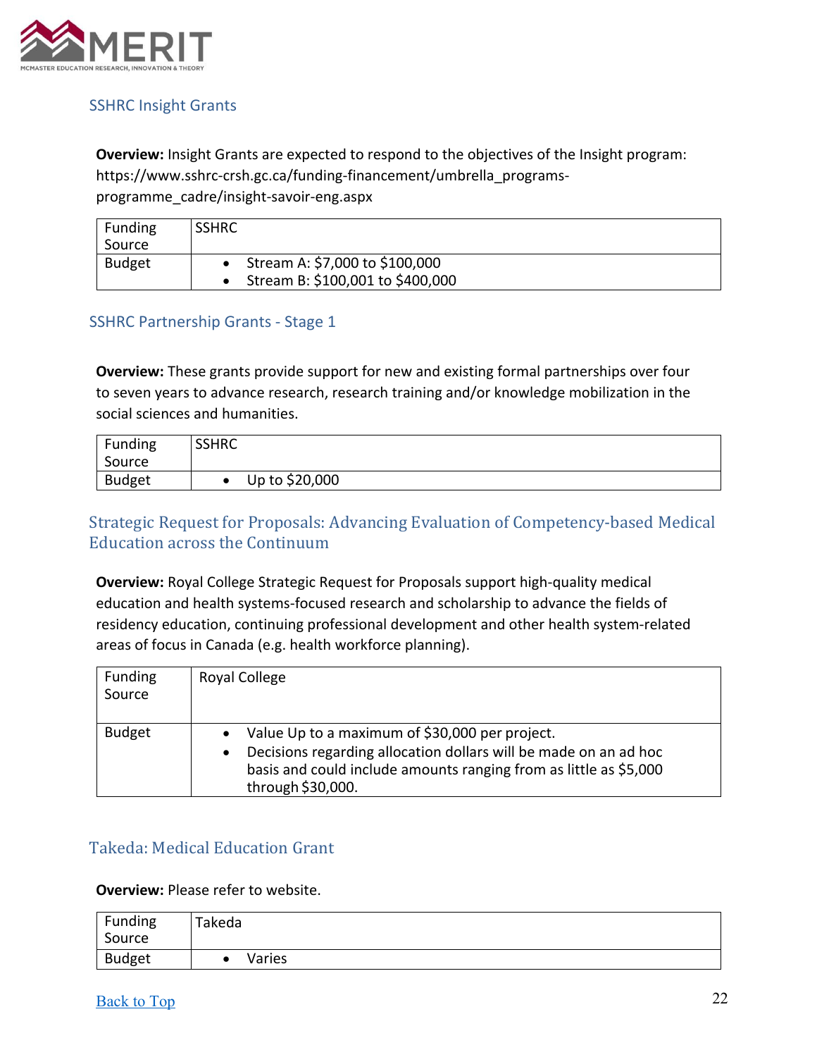## SSHRC Insight Grants

**Overview:** Insight Grants are expected to respond to the objectives of the Insight program: https://www.sshrc-crsh.gc.ca/funding-financement/umbrella_programs-programme_cadre/insight-savoir-eng.aspx

| | |
|---|---|
| Funding Source | SSHRC |
| Budget | • Stream A: $7,000 to $100,000<br>• Stream B: $100,001 to $400,000 |

## SSHRC Partnership Grants - Stage 1

**Overview:** These grants provide support for new and existing formal partnerships over four to seven years to advance research, research training and/or knowledge mobilization in the social sciences and humanities.

| | |
|---|---|
| Funding Source | SSHRC |
| Budget | • Up to $20,000 |

## Strategic Request for Proposals: Advancing Evaluation of Competency-based Medical Education across the Continuum

**Overview:** Royal College Strategic Request for Proposals support high-quality medical education and health systems-focused research and scholarship to advance the fields of residency education, continuing professional development and other health system-related areas of focus in Canada (e.g. health workforce planning).

| | |
|---|---|
| Funding Source | Royal College |
| Budget | • Value Up to a maximum of $30,000 per project.<br>• Decisions regarding allocation dollars will be made on an ad hoc basis and could include amounts ranging from as little as $5,000 through $30,000. |

## Takeda: Medical Education Grant

**Overview:** Please refer to website.

| | |
|---|---|
| Funding Source | Takeda |
| Budget | • Varies |

Back to Top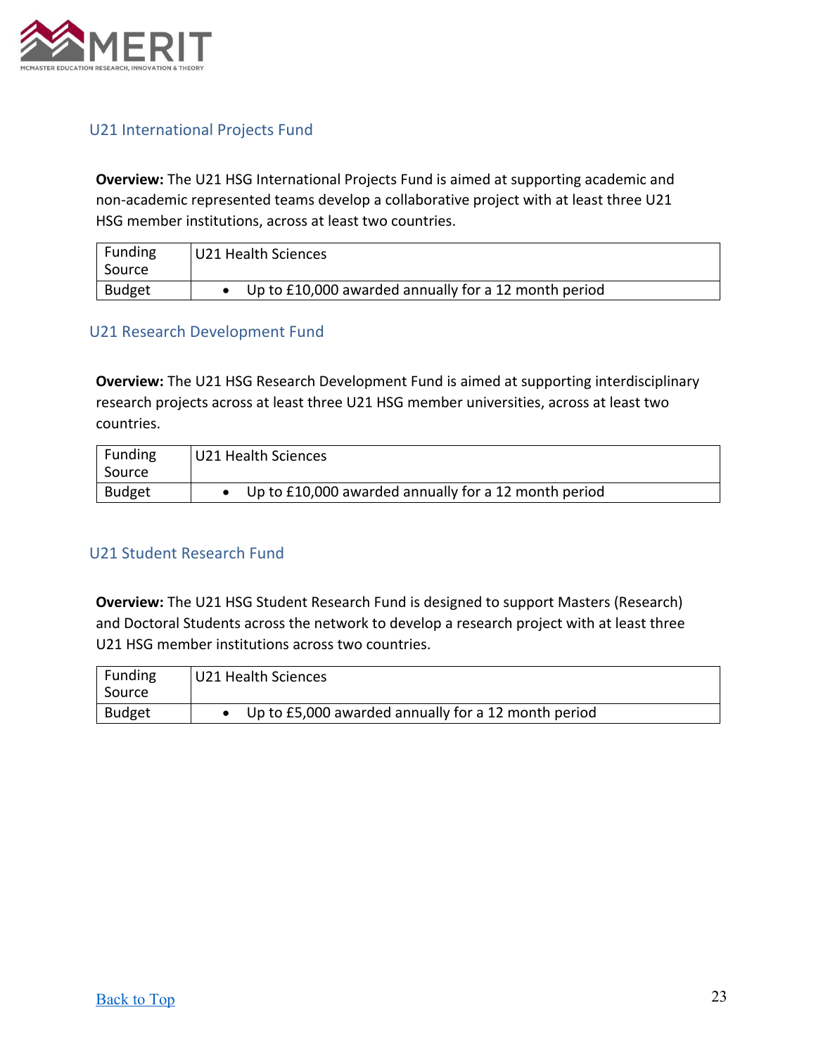## U21 International Projects Fund

**Overview:** The U21 HSG International Projects Fund is aimed at supporting academic and non-academic represented teams develop a collaborative project with at least three U21 HSG member institutions, across at least two countries.

| | |
|---|---|
| Funding Source | U21 Health Sciences |
| Budget | • Up to £10,000 awarded annually for a 12 month period |

## U21 Research Development Fund

**Overview:** The U21 HSG Research Development Fund is aimed at supporting interdisciplinary research projects across at least three U21 HSG member universities, across at least two countries.

| | |
|---|---|
| Funding Source | U21 Health Sciences |
| Budget | • Up to £10,000 awarded annually for a 12 month period |

## U21 Student Research Fund

**Overview:** The U21 HSG Student Research Fund is designed to support Masters (Research) and Doctoral Students across the network to develop a research project with at least three U21 HSG member institutions across two countries.

| | |
|---|---|
| Funding Source | U21 Health Sciences |
| Budget | • Up to £5,000 awarded annually for a 12 month period |

[Back to Top](#)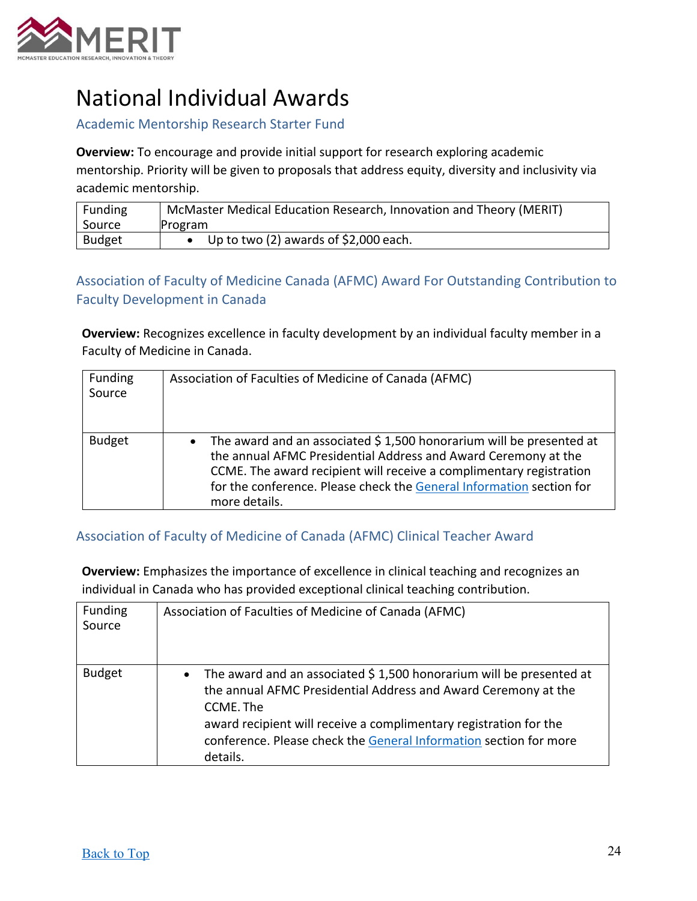# National Individual Awards

## Academic Mentorship Research Starter Fund

**Overview:** To encourage and provide initial support for research exploring academic mentorship. Priority will be given to proposals that address equity, diversity and inclusivity via academic mentorship.

| | |
|---|---|
| Funding Source | McMaster Medical Education Research, Innovation and Theory (MERIT) Program |
| Budget | • Up to two (2) awards of $2,000 each. |

## Association of Faculty of Medicine Canada (AFMC) Award For Outstanding Contribution to Faculty Development in Canada

**Overview:** Recognizes excellence in faculty development by an individual faculty member in a Faculty of Medicine in Canada.

| | |
|---|---|
| Funding Source | Association of Faculties of Medicine of Canada (AFMC) |
| Budget | • The award and an associated $ 1,500 honorarium will be presented at the annual AFMC Presidential Address and Award Ceremony at the CCME. The award recipient will receive a complimentary registration for the conference. Please check the General Information section for more details. |

## Association of Faculty of Medicine of Canada (AFMC) Clinical Teacher Award

**Overview:** Emphasizes the importance of excellence in clinical teaching and recognizes an individual in Canada who has provided exceptional clinical teaching contribution.

| | |
|---|---|
| Funding Source | Association of Faculties of Medicine of Canada (AFMC) |
| Budget | • The award and an associated $ 1,500 honorarium will be presented at the annual AFMC Presidential Address and Award Ceremony at the CCME. The award recipient will receive a complimentary registration for the conference. Please check the General Information section for more details. |

Back to Top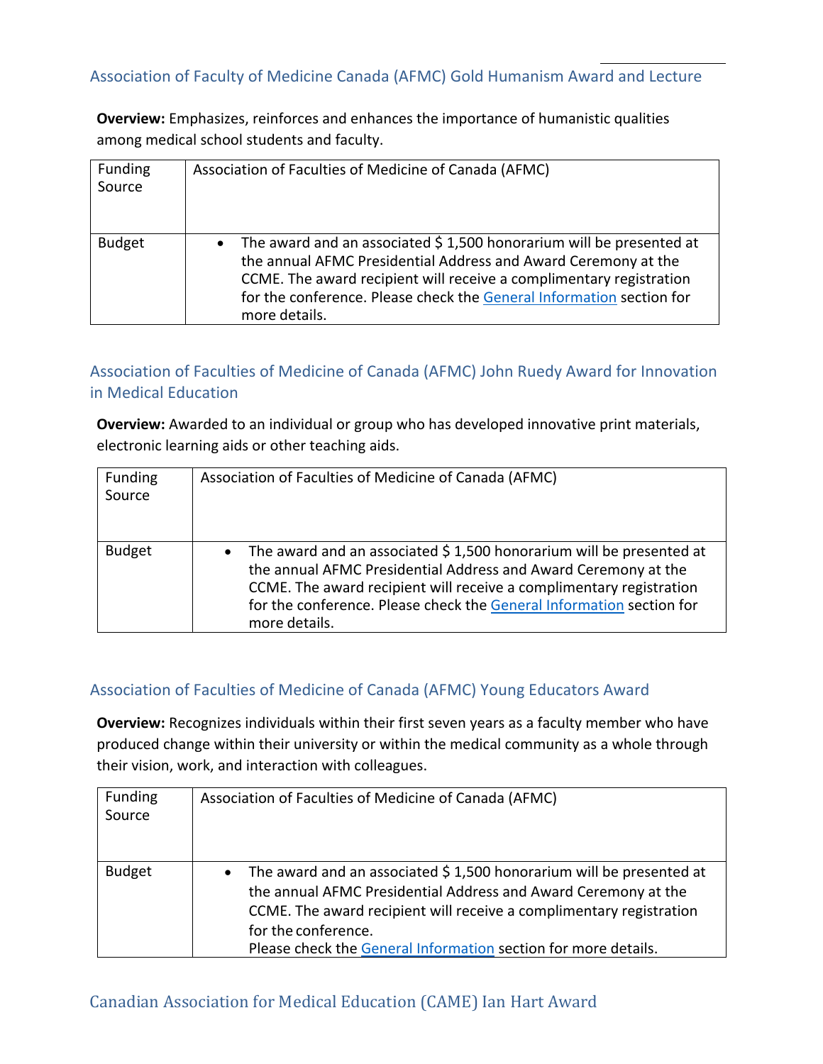## Association of Faculty of Medicine Canada (AFMC) Gold Humanism Award and Lecture

**Overview:** Emphasizes, reinforces and enhances the importance of humanistic qualities among medical school students and faculty.

| | |
|---|---|
| Funding Source | Association of Faculties of Medicine of Canada (AFMC) |
| Budget | • The award and an associated $ 1,500 honorarium will be presented at the annual AFMC Presidential Address and Award Ceremony at the CCME. The award recipient will receive a complimentary registration for the conference. Please check the General Information section for more details. |

## Association of Faculties of Medicine of Canada (AFMC) John Ruedy Award for Innovation in Medical Education

**Overview:** Awarded to an individual or group who has developed innovative print materials, electronic learning aids or other teaching aids.

| | |
|---|---|
| Funding Source | Association of Faculties of Medicine of Canada (AFMC) |
| Budget | • The award and an associated $ 1,500 honorarium will be presented at the annual AFMC Presidential Address and Award Ceremony at the CCME. The award recipient will receive a complimentary registration for the conference. Please check the General Information section for more details. |

## Association of Faculties of Medicine of Canada (AFMC) Young Educators Award

**Overview:** Recognizes individuals within their first seven years as a faculty member who have produced change within their university or within the medical community as a whole through their vision, work, and interaction with colleagues.

| | |
|---|---|
| Funding Source | Association of Faculties of Medicine of Canada (AFMC) |
| Budget | • The award and an associated $ 1,500 honorarium will be presented at the annual AFMC Presidential Address and Award Ceremony at the CCME. The award recipient will receive a complimentary registration for the conference. Please check the General Information section for more details. |

## Canadian Association for Medical Education (CAME) Ian Hart Award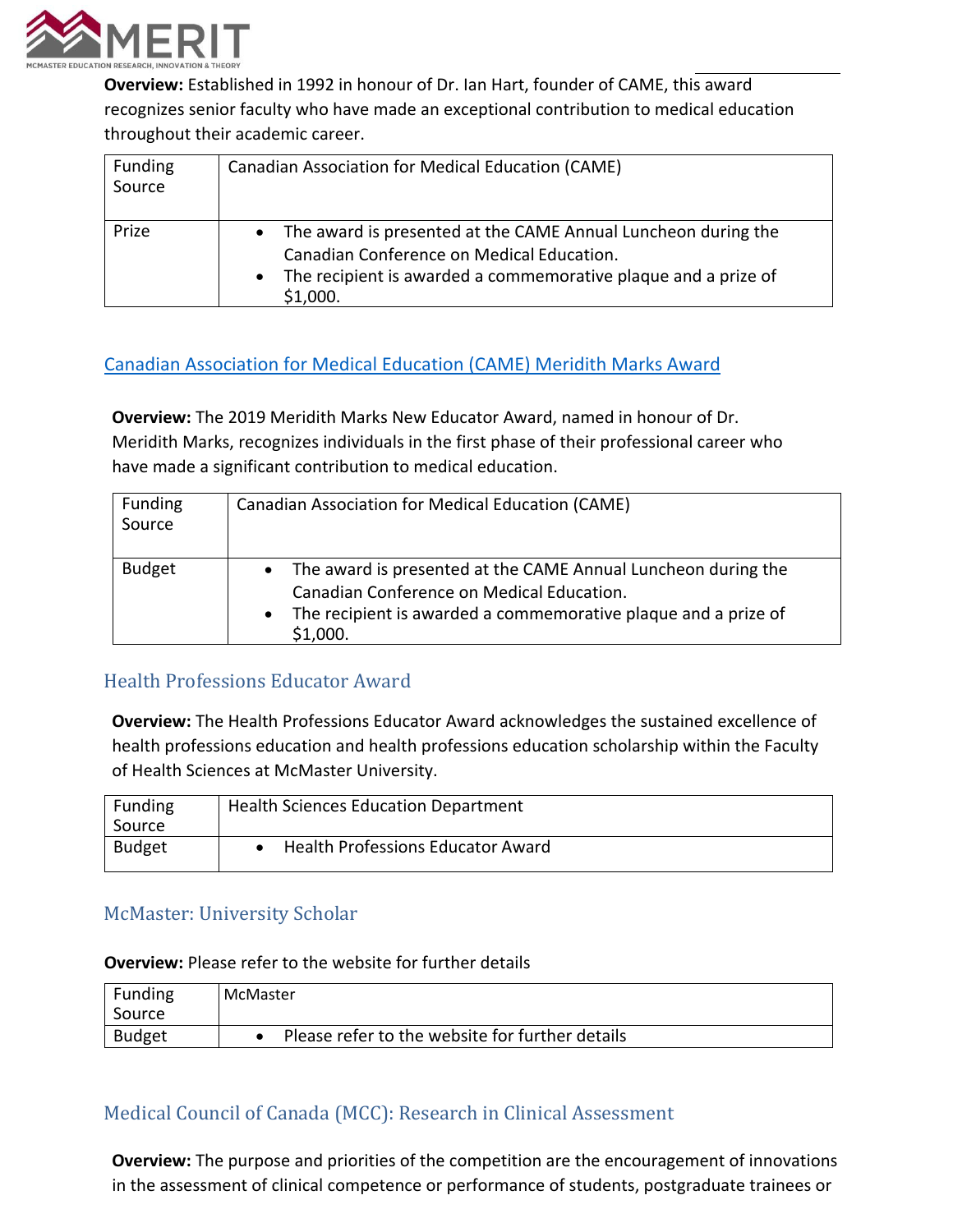**Overview:** Established in 1992 in honour of Dr. Ian Hart, founder of CAME, this award recognizes senior faculty who have made an exceptional contribution to medical education throughout their academic career.

| | |
|---|---|
| Funding Source | Canadian Association for Medical Education (CAME) |
| Prize | • The award is presented at the CAME Annual Luncheon during the Canadian Conference on Medical Education.<br>• The recipient is awarded a commemorative plaque and a prize of $1,000. |

## Canadian Association for Medical Education (CAME) Meridith Marks Award

**Overview:** The 2019 Meridith Marks New Educator Award, named in honour of Dr. Meridith Marks, recognizes individuals in the first phase of their professional career who have made a significant contribution to medical education.

| | |
|---|---|
| Funding Source | Canadian Association for Medical Education (CAME) |
| Budget | • The award is presented at the CAME Annual Luncheon during the Canadian Conference on Medical Education.<br>• The recipient is awarded a commemorative plaque and a prize of $1,000. |

## Health Professions Educator Award

**Overview:** The Health Professions Educator Award acknowledges the sustained excellence of health professions education and health professions education scholarship within the Faculty of Health Sciences at McMaster University.

| | |
|---|---|
| Funding Source | Health Sciences Education Department |
| Budget | • Health Professions Educator Award |

## McMaster: University Scholar

**Overview:** Please refer to the website for further details

| | |
|---|---|
| Funding Source | McMaster |
| Budget | • Please refer to the website for further details |

## Medical Council of Canada (MCC): Research in Clinical Assessment

**Overview:** The purpose and priorities of the competition are the encouragement of innovations in the assessment of clinical competence or performance of students, postgraduate trainees or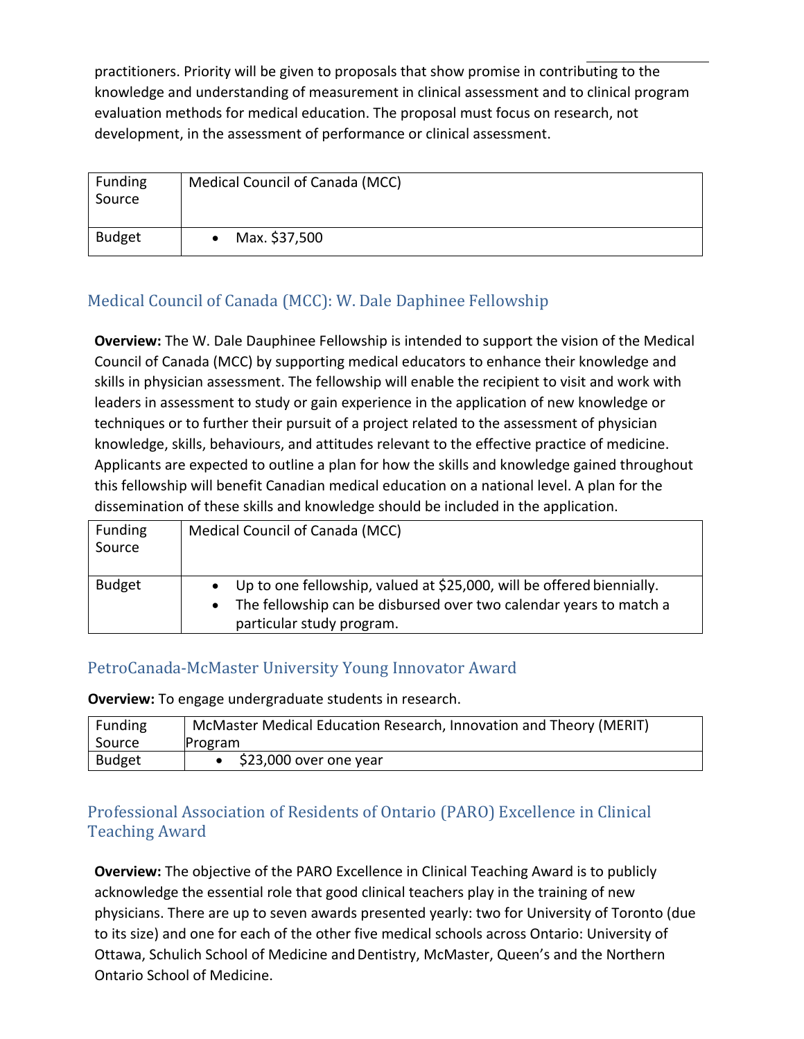practitioners. Priority will be given to proposals that show promise in contributing to the knowledge and understanding of measurement in clinical assessment and to clinical program evaluation methods for medical education. The proposal must focus on research, not development, in the assessment of performance or clinical assessment.

| | |
|---|---|
| Funding Source | Medical Council of Canada (MCC) |
| Budget | • Max. $37,500 |

## Medical Council of Canada (MCC): W. Dale Daphinee Fellowship

**Overview:** The W. Dale Dauphinee Fellowship is intended to support the vision of the Medical Council of Canada (MCC) by supporting medical educators to enhance their knowledge and skills in physician assessment. The fellowship will enable the recipient to visit and work with leaders in assessment to study or gain experience in the application of new knowledge or techniques or to further their pursuit of a project related to the assessment of physician knowledge, skills, behaviours, and attitudes relevant to the effective practice of medicine. Applicants are expected to outline a plan for how the skills and knowledge gained throughout this fellowship will benefit Canadian medical education on a national level. A plan for the dissemination of these skills and knowledge should be included in the application.

| | |
|---|---|
| Funding Source | Medical Council of Canada (MCC) |
| Budget | • Up to one fellowship, valued at $25,000, will be offered biennially.<br>• The fellowship can be disbursed over two calendar years to match a particular study program. |

## PetroCanada-McMaster University Young Innovator Award

**Overview:** To engage undergraduate students in research.

| | |
|---|---|
| Funding Source | McMaster Medical Education Research, Innovation and Theory (MERIT) Program |
| Budget | • $23,000 over one year |

## Professional Association of Residents of Ontario (PARO) Excellence in Clinical Teaching Award

**Overview:** The objective of the PARO Excellence in Clinical Teaching Award is to publicly acknowledge the essential role that good clinical teachers play in the training of new physicians. There are up to seven awards presented yearly: two for University of Toronto (due to its size) and one for each of the other five medical schools across Ontario: University of Ottawa, Schulich School of Medicine and Dentistry, McMaster, Queen's and the Northern Ontario School of Medicine.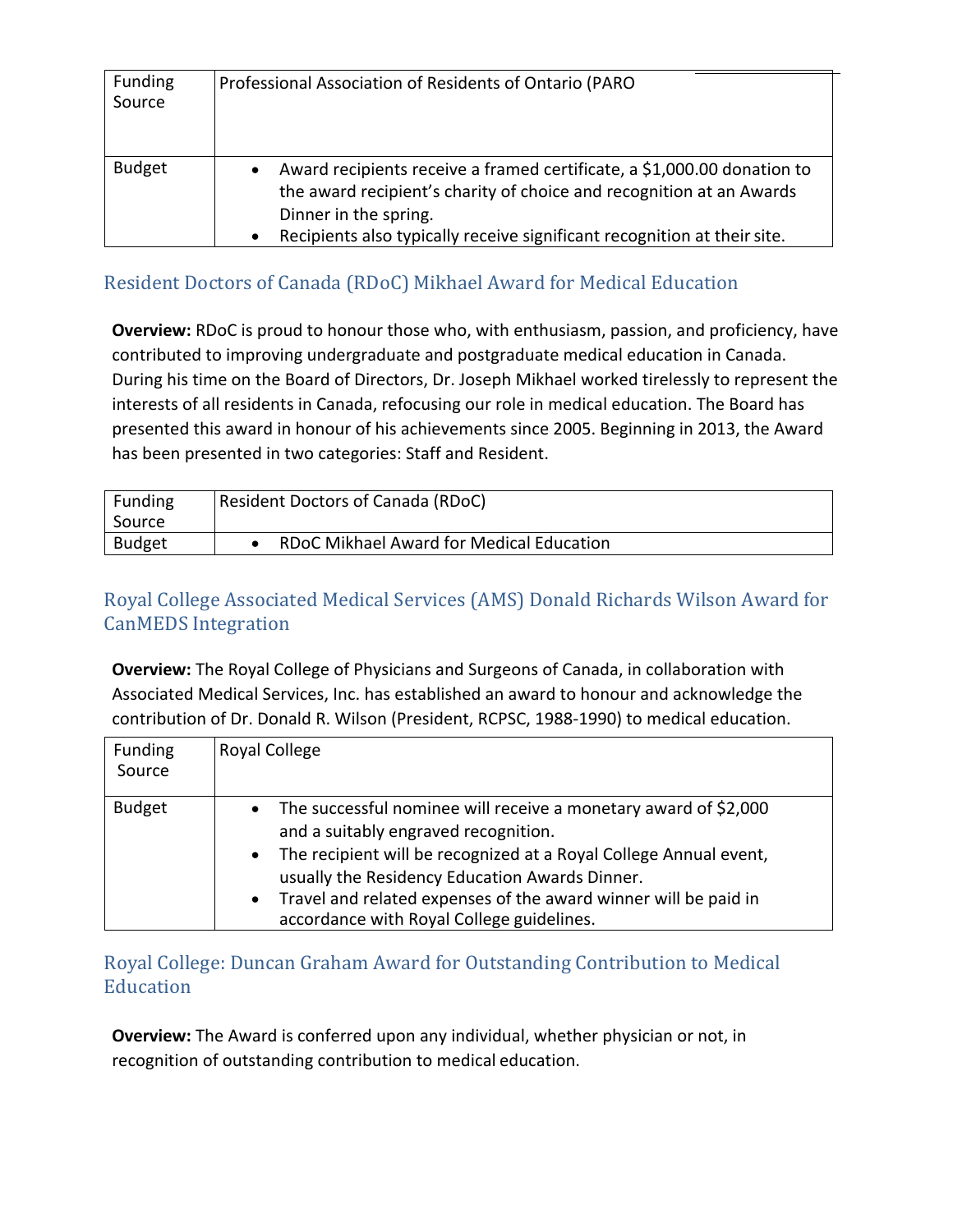| | |
|---|---|
| Funding Source | Professional Association of Residents of Ontario (PARO |
| Budget | • Award recipients receive a framed certificate, a $1,000.00 donation to the award recipient's charity of choice and recognition at an Awards Dinner in the spring. <br> • Recipients also typically receive significant recognition at their site. |

## Resident Doctors of Canada (RDoC) Mikhael Award for Medical Education

**Overview:** RDoC is proud to honour those who, with enthusiasm, passion, and proficiency, have contributed to improving undergraduate and postgraduate medical education in Canada. During his time on the Board of Directors, Dr. Joseph Mikhael worked tirelessly to represent the interests of all residents in Canada, refocusing our role in medical education. The Board has presented this award in honour of his achievements since 2005. Beginning in 2013, the Award has been presented in two categories: Staff and Resident.

| | |
|---|---|
| Funding Source | Resident Doctors of Canada (RDoC) |
| Budget | • RDoC Mikhael Award for Medical Education |

## Royal College Associated Medical Services (AMS) Donald Richards Wilson Award for CanMEDS Integration

**Overview:** The Royal College of Physicians and Surgeons of Canada, in collaboration with Associated Medical Services, Inc. has established an award to honour and acknowledge the contribution of Dr. Donald R. Wilson (President, RCPSC, 1988-1990) to medical education.

| | |
|---|---|
| Funding Source | Royal College |
| Budget | • The successful nominee will receive a monetary award of $2,000 and a suitably engraved recognition. <br> • The recipient will be recognized at a Royal College Annual event, usually the Residency Education Awards Dinner. <br> • Travel and related expenses of the award winner will be paid in accordance with Royal College guidelines. |

## Royal College: Duncan Graham Award for Outstanding Contribution to Medical Education

**Overview:** The Award is conferred upon any individual, whether physician or not, in recognition of outstanding contribution to medical education.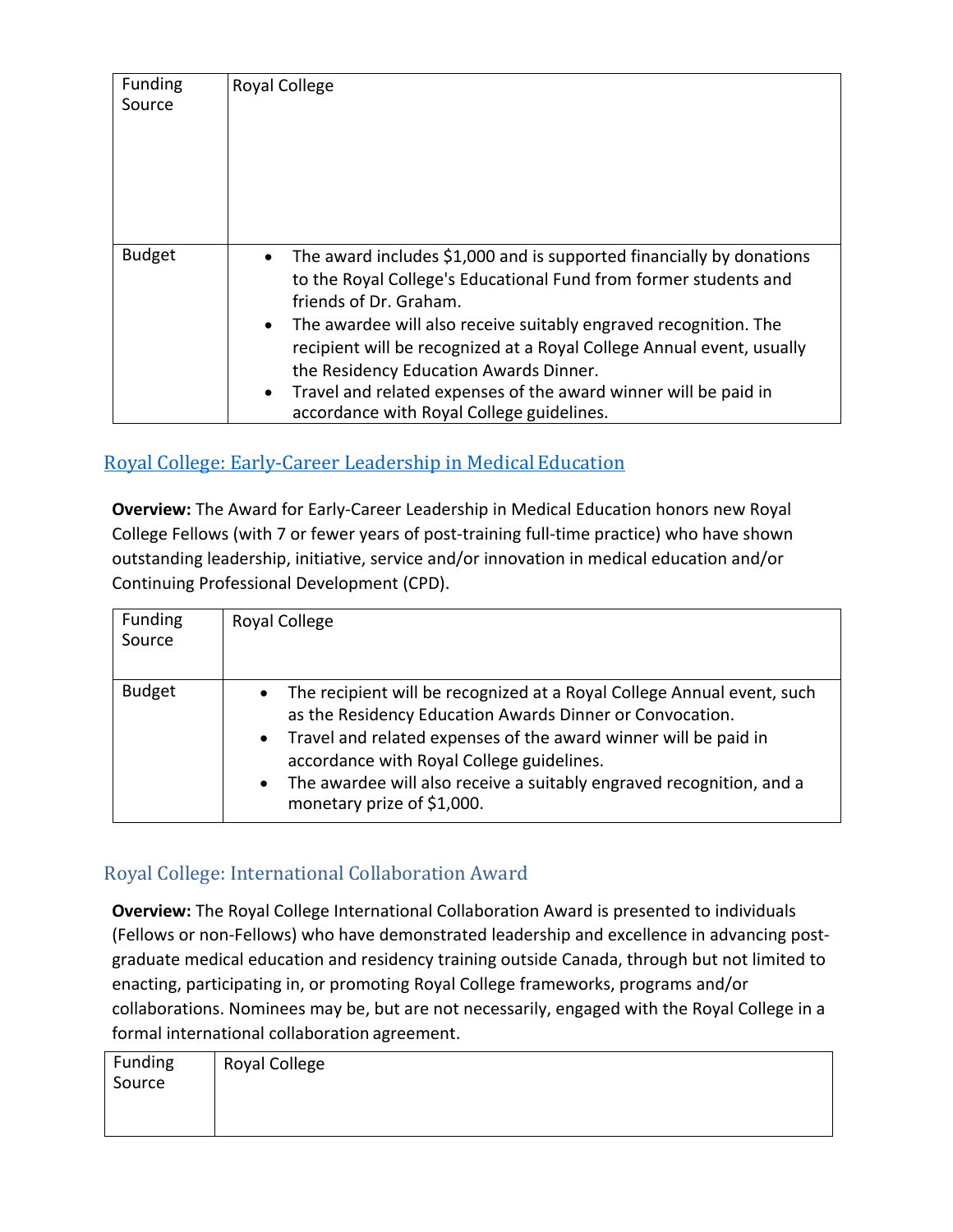| | |
|---|---|
| Funding Source | Royal College |
| Budget | • The award includes $1,000 and is supported financially by donations to the Royal College's Educational Fund from former students and friends of Dr. Graham.<br>• The awardee will also receive suitably engraved recognition. The recipient will be recognized at a Royal College Annual event, usually the Residency Education Awards Dinner.<br>• Travel and related expenses of the award winner will be paid in accordance with Royal College guidelines. |

## Royal College: Early-Career Leadership in Medical Education

**Overview:** The Award for Early-Career Leadership in Medical Education honors new Royal College Fellows (with 7 or fewer years of post-training full-time practice) who have shown outstanding leadership, initiative, service and/or innovation in medical education and/or Continuing Professional Development (CPD).

| | |
|---|---|
| Funding Source | Royal College |
| Budget | • The recipient will be recognized at a Royal College Annual event, such as the Residency Education Awards Dinner or Convocation.<br>• Travel and related expenses of the award winner will be paid in accordance with Royal College guidelines.<br>• The awardee will also receive a suitably engraved recognition, and a monetary prize of $1,000. |

## Royal College: International Collaboration Award

**Overview:** The Royal College International Collaboration Award is presented to individuals (Fellows or non-Fellows) who have demonstrated leadership and excellence in advancing post-graduate medical education and residency training outside Canada, through but not limited to enacting, participating in, or promoting Royal College frameworks, programs and/or collaborations. Nominees may be, but are not necessarily, engaged with the Royal College in a formal international collaboration agreement.

| | |
|---|---|
| Funding Source | Royal College |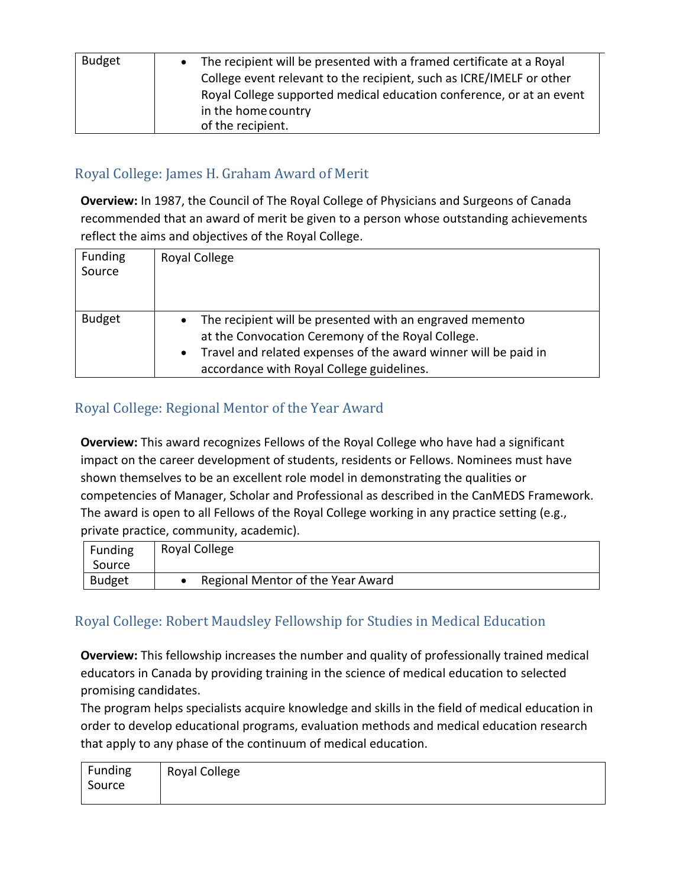| | |
|---|---|
| Budget | • The recipient will be presented with a framed certificate at a Royal College event relevant to the recipient, such as ICRE/IMELF or other Royal College supported medical education conference, or at an event in the home country of the recipient. |

## Royal College: James H. Graham Award of Merit

**Overview:** In 1987, the Council of The Royal College of Physicians and Surgeons of Canada recommended that an award of merit be given to a person whose outstanding achievements reflect the aims and objectives of the Royal College.

| | |
|---|---|
| Funding Source | Royal College |
| Budget | • The recipient will be presented with an engraved memento at the Convocation Ceremony of the Royal College.<br>• Travel and related expenses of the award winner will be paid in accordance with Royal College guidelines. |

## Royal College: Regional Mentor of the Year Award

**Overview:** This award recognizes Fellows of the Royal College who have had a significant impact on the career development of students, residents or Fellows. Nominees must have shown themselves to be an excellent role model in demonstrating the qualities or competencies of Manager, Scholar and Professional as described in the CanMEDS Framework. The award is open to all Fellows of the Royal College working in any practice setting (e.g., private practice, community, academic).

| | |
|---|---|
| Funding Source | Royal College |
| Budget | • Regional Mentor of the Year Award |

## Royal College: Robert Maudsley Fellowship for Studies in Medical Education

**Overview:** This fellowship increases the number and quality of professionally trained medical educators in Canada by providing training in the science of medical education to selected promising candidates.
The program helps specialists acquire knowledge and skills in the field of medical education in order to develop educational programs, evaluation methods and medical education research that apply to any phase of the continuum of medical education.

| | |
|---|---|
| Funding Source | Royal College |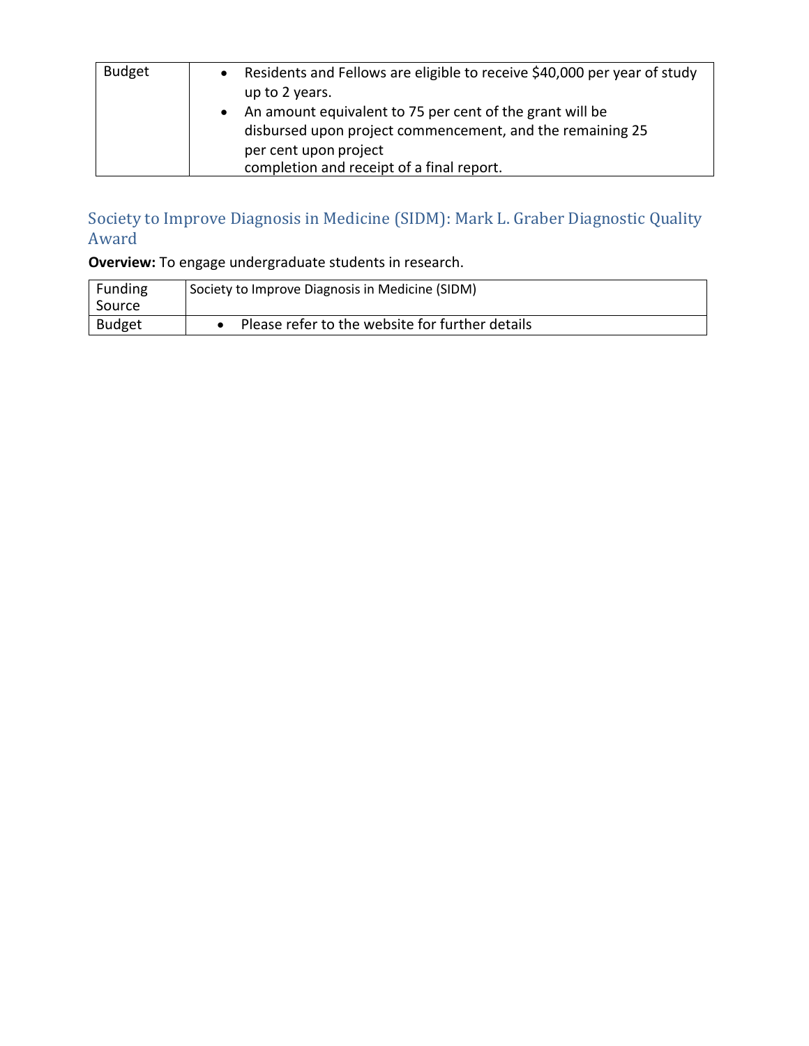| | |
|---|---|
| Budget | • Residents and Fellows are eligible to receive $40,000 per year of study up to 2 years.<br>• An amount equivalent to 75 per cent of the grant will be disbursed upon project commencement, and the remaining 25 per cent upon project completion and receipt of a final report. |

## Society to Improve Diagnosis in Medicine (SIDM): Mark L. Graber Diagnostic Quality Award

**Overview:** To engage undergraduate students in research.

| | |
|---|---|
| Funding Source | Society to Improve Diagnosis in Medicine (SIDM) |
| Budget | • Please refer to the website for further details |